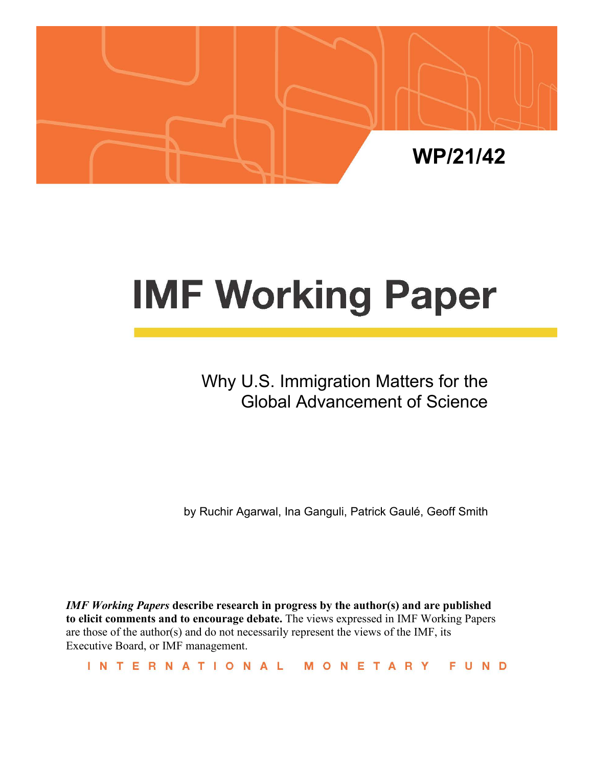WP/21/42

# IMF Working Paper

## Why U.S. Immigration Matters for the Global Advancement of Science

by Ruchir Agarwal, Ina Ganguli, Patrick Gaulé, Geoff Smith

***IMF Working Papers*** **describe research in progress by the author(s) and are published to elicit comments and to encourage debate.** The views expressed in IMF Working Papers are those of the author(s) and do not necessarily represent the views of the IMF, its Executive Board, or IMF management.

INTERNATIONAL MONETARY FUND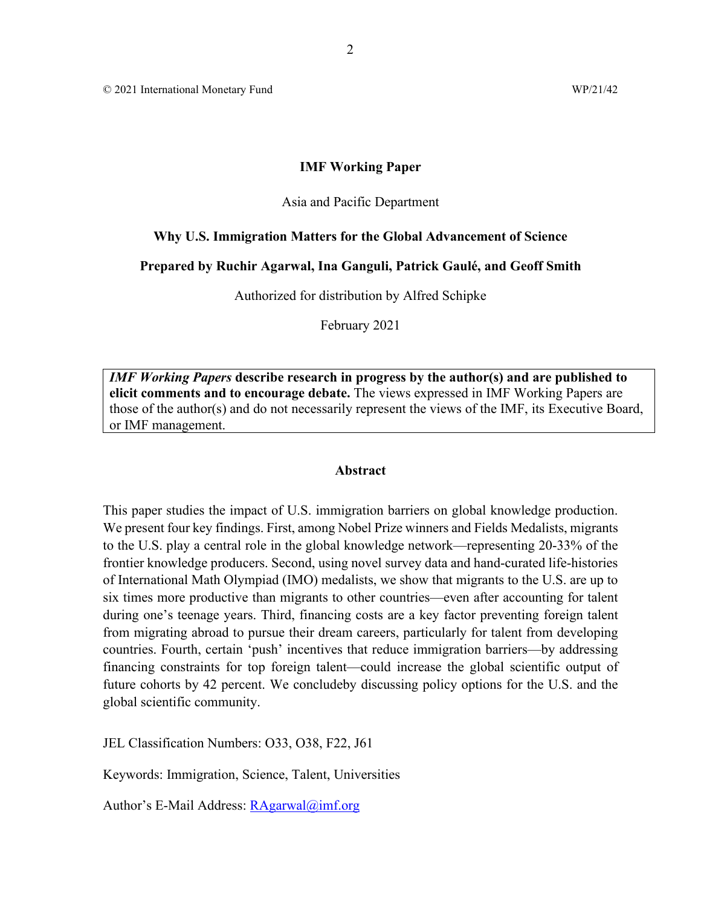© 2021 International Monetary Fund WP/21/42

**IMF Working Paper**

Asia and Pacific Department

**Why U.S. Immigration Matters for the Global Advancement of Science**

**Prepared by Ruchir Agarwal, Ina Ganguli, Patrick Gaulé, and Geoff Smith**

Authorized for distribution by Alfred Schipke

February 2021

> ***IMF Working Papers*** **describe research in progress by the author(s) and are published to elicit comments and to encourage debate.** The views expressed in IMF Working Papers are those of the author(s) and do not necessarily represent the views of the IMF, its Executive Board, or IMF management.

**Abstract**

This paper studies the impact of U.S. immigration barriers on global knowledge production. We present four key findings. First, among Nobel Prize winners and Fields Medalists, migrants to the U.S. play a central role in the global knowledge network—representing 20-33% of the frontier knowledge producers. Second, using novel survey data and hand-curated life-histories of International Math Olympiad (IMO) medalists, we show that migrants to the U.S. are up to six times more productive than migrants to other countries—even after accounting for talent during one's teenage years. Third, financing costs are a key factor preventing foreign talent from migrating abroad to pursue their dream careers, particularly for talent from developing countries. Fourth, certain 'push' incentives that reduce immigration barriers—by addressing financing constraints for top foreign talent—could increase the global scientific output of future cohorts by 42 percent. We concludeby discussing policy options for the U.S. and the global scientific community.

JEL Classification Numbers: O33, O38, F22, J61

Keywords: Immigration, Science, Talent, Universities

Author's E-Mail Address: RAgarwal@imf.org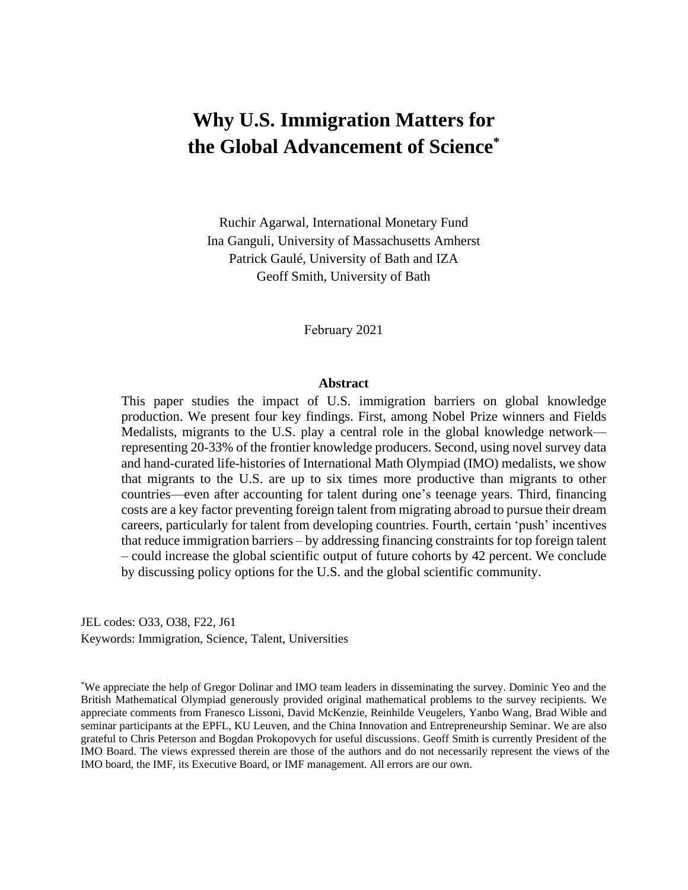# Why U.S. Immigration Matters for the Global Advancement of Science[*]

Ruchir Agarwal, International Monetary Fund
Ina Ganguli, University of Massachusetts Amherst
Patrick Gaulé, University of Bath and IZA
Geoff Smith, University of Bath

February 2021

## Abstract

This paper studies the impact of U.S. immigration barriers on global knowledge production. We present four key findings. First, among Nobel Prize winners and Fields Medalists, migrants to the U.S. play a central role in the global knowledge network—representing 20-33% of the frontier knowledge producers. Second, using novel survey data and hand-curated life-histories of International Math Olympiad (IMO) medalists, we show that migrants to the U.S. are up to six times more productive than migrants to other countries—even after accounting for talent during one's teenage years. Third, financing costs are a key factor preventing foreign talent from migrating abroad to pursue their dream careers, particularly for talent from developing countries. Fourth, certain 'push' incentives that reduce immigration barriers – by addressing financing constraints for top foreign talent – could increase the global scientific output of future cohorts by 42 percent. We conclude by discussing policy options for the U.S. and the global scientific community.

JEL codes: O33, O38, F22, J61
Keywords: Immigration, Science, Talent, Universities

[*] We appreciate the help of Gregor Dolinar and IMO team leaders in disseminating the survey. Dominic Yeo and the British Mathematical Olympiad generously provided original mathematical problems to the survey recipients. We appreciate comments from Franesco Lissoni, David McKenzie, Reinhilde Veugelers, Yanbo Wang, Brad Wible and seminar participants at the EPFL, KU Leuven, and the China Innovation and Entrepreneurship Seminar. We are also grateful to Chris Peterson and Bogdan Prokopovych for useful discussions. Geoff Smith is currently President of the IMO Board. The views expressed therein are those of the authors and do not necessarily represent the views of the IMO board, the IMF, its Executive Board, or IMF management. All errors are our own.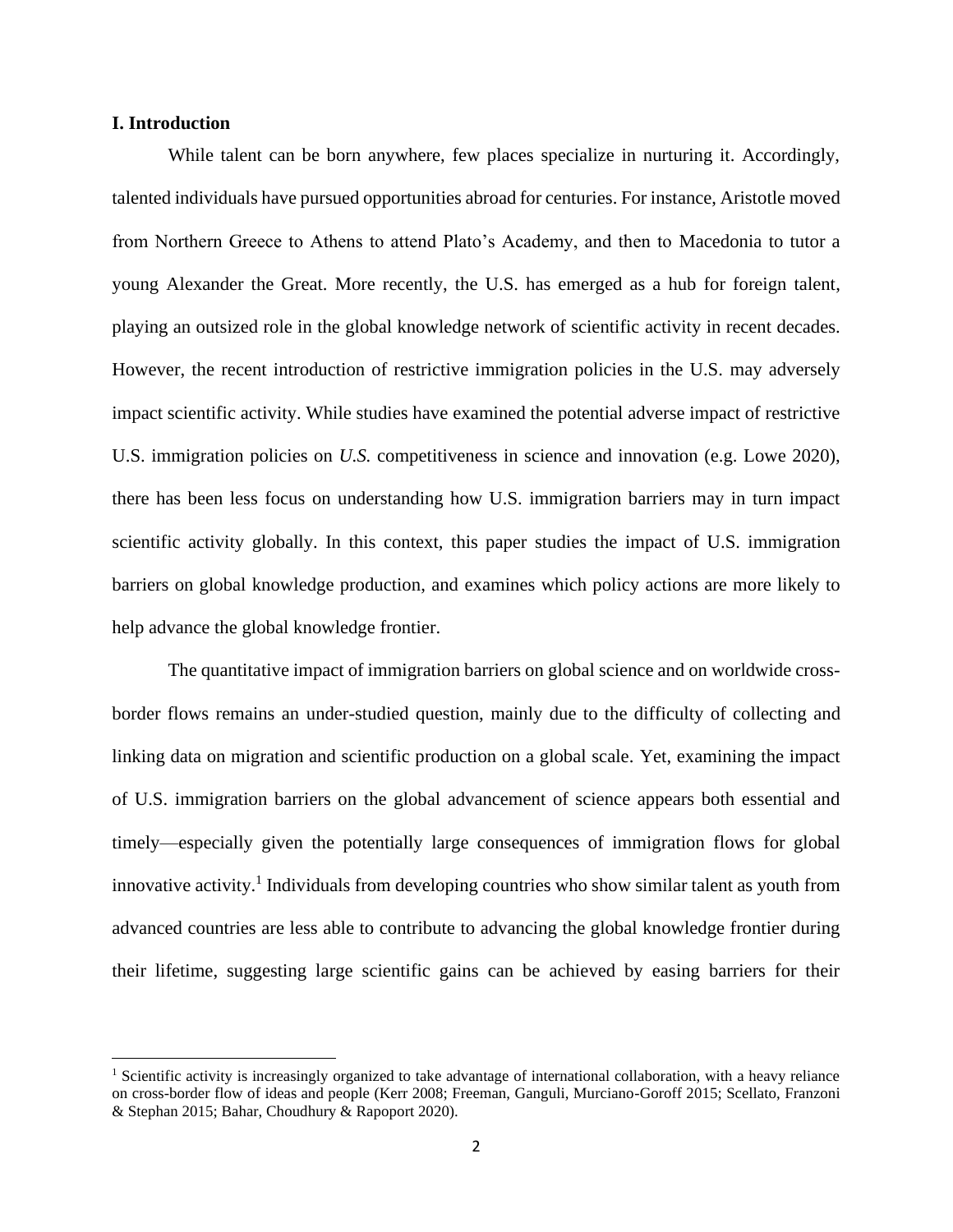## I. Introduction

While talent can be born anywhere, few places specialize in nurturing it. Accordingly, talented individuals have pursued opportunities abroad for centuries. For instance, Aristotle moved from Northern Greece to Athens to attend Plato's Academy, and then to Macedonia to tutor a young Alexander the Great. More recently, the U.S. has emerged as a hub for foreign talent, playing an outsized role in the global knowledge network of scientific activity in recent decades. However, the recent introduction of restrictive immigration policies in the U.S. may adversely impact scientific activity. While studies have examined the potential adverse impact of restrictive U.S. immigration policies on *U.S.* competitiveness in science and innovation (e.g. Lowe 2020), there has been less focus on understanding how U.S. immigration barriers may in turn impact scientific activity globally. In this context, this paper studies the impact of U.S. immigration barriers on global knowledge production, and examines which policy actions are more likely to help advance the global knowledge frontier.

The quantitative impact of immigration barriers on global science and on worldwide cross-border flows remains an under-studied question, mainly due to the difficulty of collecting and linking data on migration and scientific production on a global scale. Yet, examining the impact of U.S. immigration barriers on the global advancement of science appears both essential and timely—especially given the potentially large consequences of immigration flows for global innovative activity.[1] Individuals from developing countries who show similar talent as youth from advanced countries are less able to contribute to advancing the global knowledge frontier during their lifetime, suggesting large scientific gains can be achieved by easing barriers for their

[1] Scientific activity is increasingly organized to take advantage of international collaboration, with a heavy reliance on cross-border flow of ideas and people (Kerr 2008; Freeman, Ganguli, Murciano-Goroff 2015; Scellato, Franzoni & Stephan 2015; Bahar, Choudhury & Rapoport 2020).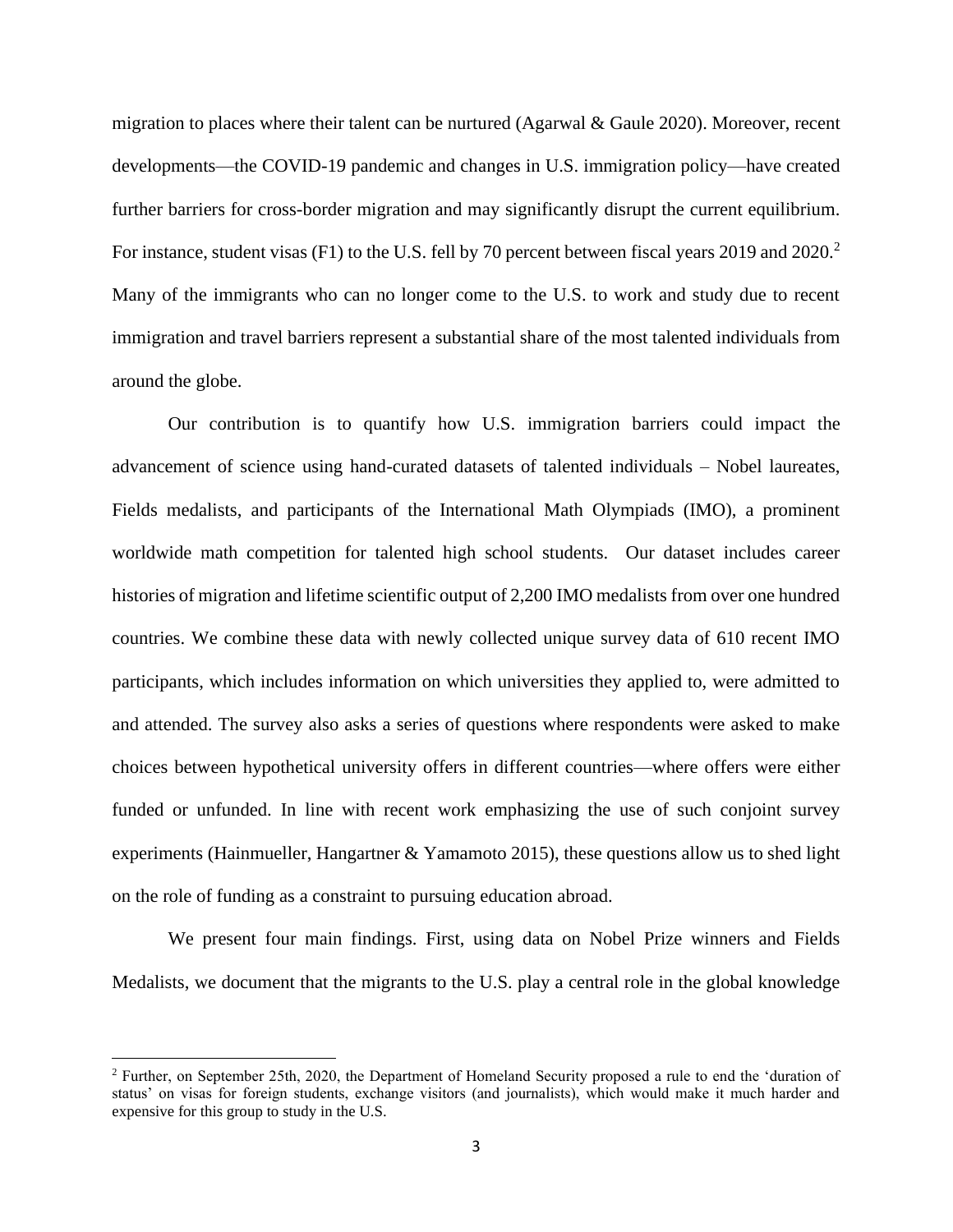migration to places where their talent can be nurtured (Agarwal & Gaule 2020). Moreover, recent developments—the COVID-19 pandemic and changes in U.S. immigration policy—have created further barriers for cross-border migration and may significantly disrupt the current equilibrium. For instance, student visas (F1) to the U.S. fell by 70 percent between fiscal years 2019 and 2020.[2] Many of the immigrants who can no longer come to the U.S. to work and study due to recent immigration and travel barriers represent a substantial share of the most talented individuals from around the globe.

Our contribution is to quantify how U.S. immigration barriers could impact the advancement of science using hand-curated datasets of talented individuals – Nobel laureates, Fields medalists, and participants of the International Math Olympiads (IMO), a prominent worldwide math competition for talented high school students. Our dataset includes career histories of migration and lifetime scientific output of 2,200 IMO medalists from over one hundred countries. We combine these data with newly collected unique survey data of 610 recent IMO participants, which includes information on which universities they applied to, were admitted to and attended. The survey also asks a series of questions where respondents were asked to make choices between hypothetical university offers in different countries—where offers were either funded or unfunded. In line with recent work emphasizing the use of such conjoint survey experiments (Hainmueller, Hangartner & Yamamoto 2015), these questions allow us to shed light on the role of funding as a constraint to pursuing education abroad.

We present four main findings. First, using data on Nobel Prize winners and Fields Medalists, we document that the migrants to the U.S. play a central role in the global knowledge

[2] Further, on September 25th, 2020, the Department of Homeland Security proposed a rule to end the 'duration of status' on visas for foreign students, exchange visitors (and journalists), which would make it much harder and expensive for this group to study in the U.S.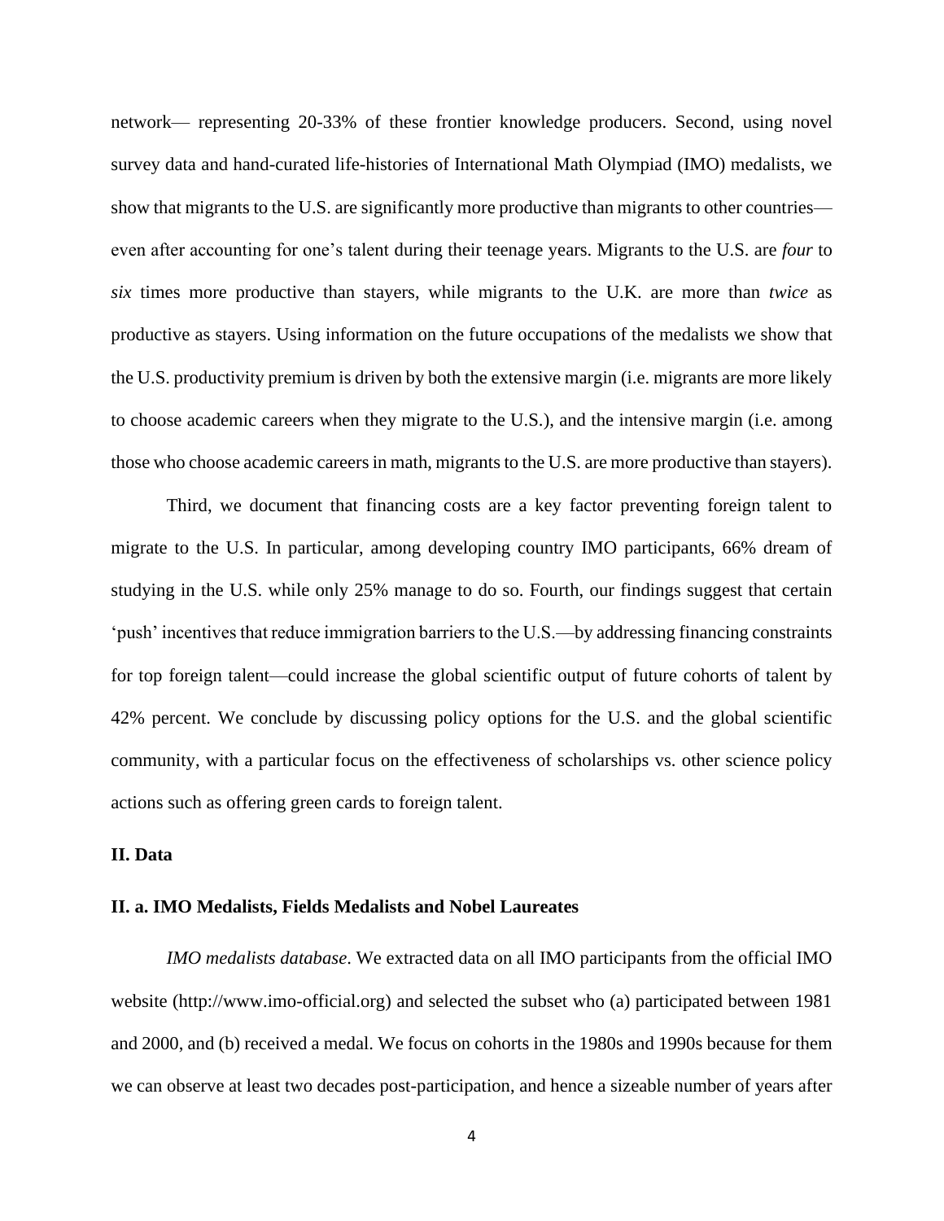network— representing 20-33% of these frontier knowledge producers. Second, using novel survey data and hand-curated life-histories of International Math Olympiad (IMO) medalists, we show that migrants to the U.S. are significantly more productive than migrants to other countries—even after accounting for one's talent during their teenage years. Migrants to the U.S. are *four* to *six* times more productive than stayers, while migrants to the U.K. are more than *twice* as productive as stayers. Using information on the future occupations of the medalists we show that the U.S. productivity premium is driven by both the extensive margin (i.e. migrants are more likely to choose academic careers when they migrate to the U.S.), and the intensive margin (i.e. among those who choose academic careers in math, migrants to the U.S. are more productive than stayers).

Third, we document that financing costs are a key factor preventing foreign talent to migrate to the U.S. In particular, among developing country IMO participants, 66% dream of studying in the U.S. while only 25% manage to do so. Fourth, our findings suggest that certain 'push' incentives that reduce immigration barriers to the U.S.—by addressing financing constraints for top foreign talent—could increase the global scientific output of future cohorts of talent by 42% percent. We conclude by discussing policy options for the U.S. and the global scientific community, with a particular focus on the effectiveness of scholarships vs. other science policy actions such as offering green cards to foreign talent.

## II. Data

### II. a. IMO Medalists, Fields Medalists and Nobel Laureates

*IMO medalists database*. We extracted data on all IMO participants from the official IMO website (http://www.imo-official.org) and selected the subset who (a) participated between 1981 and 2000, and (b) received a medal. We focus on cohorts in the 1980s and 1990s because for them we can observe at least two decades post-participation, and hence a sizeable number of years after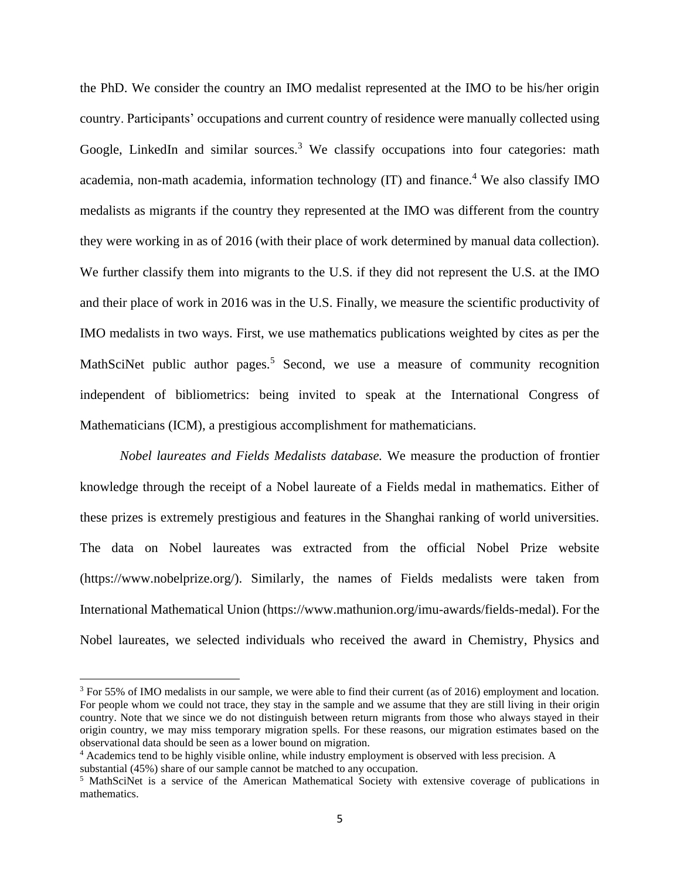the PhD. We consider the country an IMO medalist represented at the IMO to be his/her origin country. Participants' occupations and current country of residence were manually collected using Google, LinkedIn and similar sources.[3] We classify occupations into four categories: math academia, non-math academia, information technology (IT) and finance.[4] We also classify IMO medalists as migrants if the country they represented at the IMO was different from the country they were working in as of 2016 (with their place of work determined by manual data collection). We further classify them into migrants to the U.S. if they did not represent the U.S. at the IMO and their place of work in 2016 was in the U.S. Finally, we measure the scientific productivity of IMO medalists in two ways. First, we use mathematics publications weighted by cites as per the MathSciNet public author pages.[5] Second, we use a measure of community recognition independent of bibliometrics: being invited to speak at the International Congress of Mathematicians (ICM), a prestigious accomplishment for mathematicians.

*Nobel laureates and Fields Medalists database.* We measure the production of frontier knowledge through the receipt of a Nobel laureate of a Fields medal in mathematics. Either of these prizes is extremely prestigious and features in the Shanghai ranking of world universities. The data on Nobel laureates was extracted from the official Nobel Prize website (https://www.nobelprize.org/). Similarly, the names of Fields medalists were taken from International Mathematical Union (https://www.mathunion.org/imu-awards/fields-medal). For the Nobel laureates, we selected individuals who received the award in Chemistry, Physics and

---

[3] For 55% of IMO medalists in our sample, we were able to find their current (as of 2016) employment and location. For people whom we could not trace, they stay in the sample and we assume that they are still living in their origin country. Note that we since we do not distinguish between return migrants from those who always stayed in their origin country, we may miss temporary migration spells. For these reasons, our migration estimates based on the observational data should be seen as a lower bound on migration.

[4] Academics tend to be highly visible online, while industry employment is observed with less precision. A substantial (45%) share of our sample cannot be matched to any occupation.

[5] MathSciNet is a service of the American Mathematical Society with extensive coverage of publications in mathematics.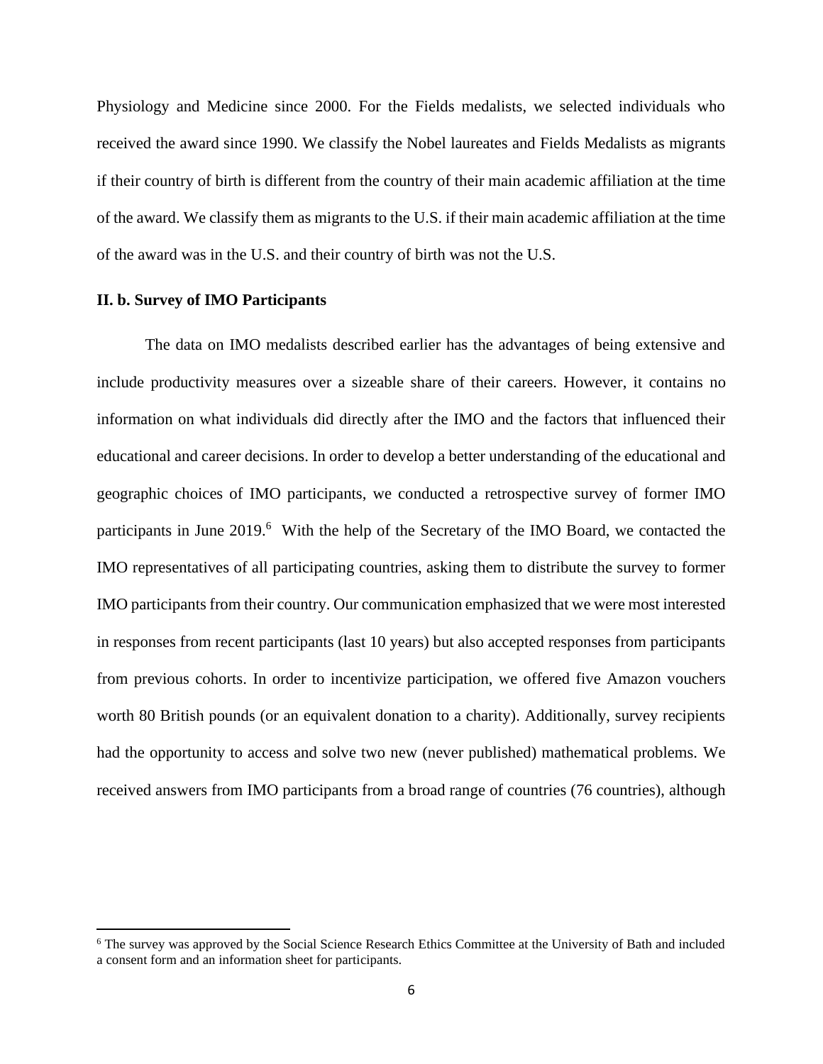Physiology and Medicine since 2000. For the Fields medalists, we selected individuals who received the award since 1990. We classify the Nobel laureates and Fields Medalists as migrants if their country of birth is different from the country of their main academic affiliation at the time of the award. We classify them as migrants to the U.S. if their main academic affiliation at the time of the award was in the U.S. and their country of birth was not the U.S.

### II. b. Survey of IMO Participants

The data on IMO medalists described earlier has the advantages of being extensive and include productivity measures over a sizeable share of their careers. However, it contains no information on what individuals did directly after the IMO and the factors that influenced their educational and career decisions. In order to develop a better understanding of the educational and geographic choices of IMO participants, we conducted a retrospective survey of former IMO participants in June 2019.[6] With the help of the Secretary of the IMO Board, we contacted the IMO representatives of all participating countries, asking them to distribute the survey to former IMO participants from their country. Our communication emphasized that we were most interested in responses from recent participants (last 10 years) but also accepted responses from participants from previous cohorts. In order to incentivize participation, we offered five Amazon vouchers worth 80 British pounds (or an equivalent donation to a charity). Additionally, survey recipients had the opportunity to access and solve two new (never published) mathematical problems. We received answers from IMO participants from a broad range of countries (76 countries), although

[6] The survey was approved by the Social Science Research Ethics Committee at the University of Bath and included a consent form and an information sheet for participants.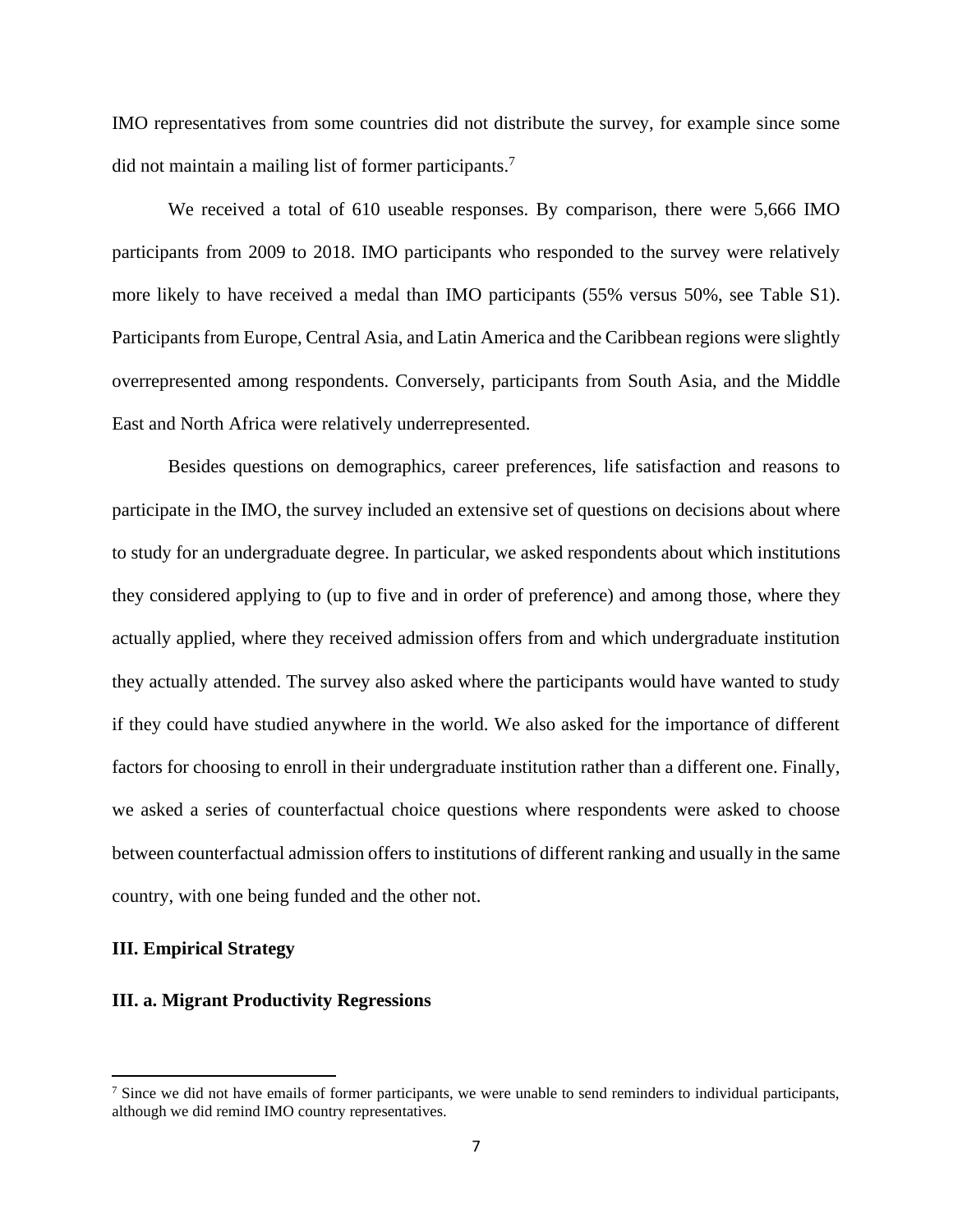IMO representatives from some countries did not distribute the survey, for example since some did not maintain a mailing list of former participants.[7]

We received a total of 610 useable responses. By comparison, there were 5,666 IMO participants from 2009 to 2018. IMO participants who responded to the survey were relatively more likely to have received a medal than IMO participants (55% versus 50%, see Table S1). Participants from Europe, Central Asia, and Latin America and the Caribbean regions were slightly overrepresented among respondents. Conversely, participants from South Asia, and the Middle East and North Africa were relatively underrepresented.

Besides questions on demographics, career preferences, life satisfaction and reasons to participate in the IMO, the survey included an extensive set of questions on decisions about where to study for an undergraduate degree. In particular, we asked respondents about which institutions they considered applying to (up to five and in order of preference) and among those, where they actually applied, where they received admission offers from and which undergraduate institution they actually attended. The survey also asked where the participants would have wanted to study if they could have studied anywhere in the world. We also asked for the importance of different factors for choosing to enroll in their undergraduate institution rather than a different one. Finally, we asked a series of counterfactual choice questions where respondents were asked to choose between counterfactual admission offers to institutions of different ranking and usually in the same country, with one being funded and the other not.

## III. Empirical Strategy

### III. a. Migrant Productivity Regressions

[7] Since we did not have emails of former participants, we were unable to send reminders to individual participants, although we did remind IMO country representatives.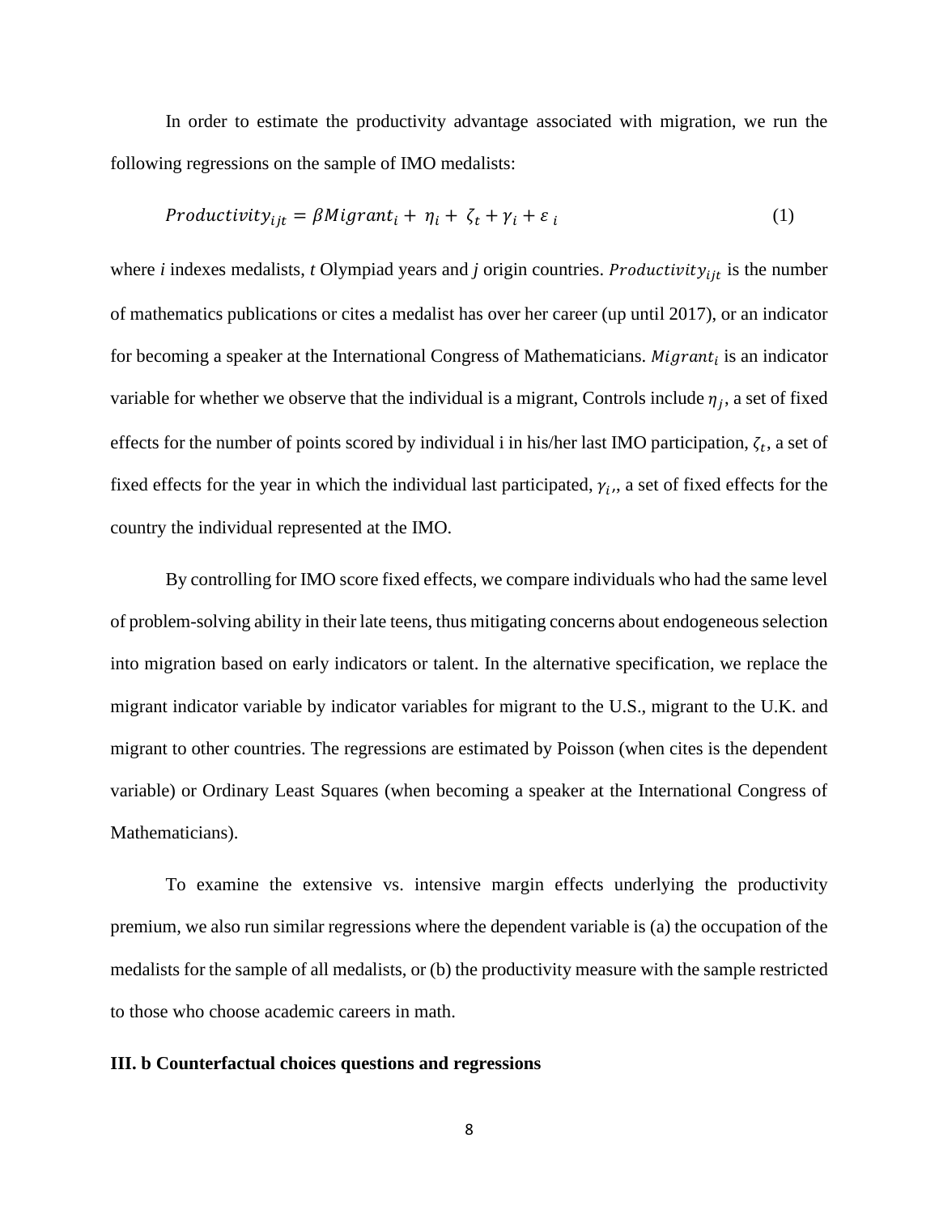In order to estimate the productivity advantage associated with migration, we run the following regressions on the sample of IMO medalists:

$$Productivity_{ijt} = \beta Migrant_i + \eta_i + \zeta_t + \gamma_i + \varepsilon_i \tag{1}$$

where *i* indexes medalists, *t* Olympiad years and *j* origin countries. $Productivity_{ijt}$ is the number of mathematics publications or cites a medalist has over her career (up until 2017), or an indicator for becoming a speaker at the International Congress of Mathematicians. $Migrant_i$ is an indicator variable for whether we observe that the individual is a migrant, Controls include $\eta_j$, a set of fixed effects for the number of points scored by individual i in his/her last IMO participation, $\zeta_t$, a set of fixed effects for the year in which the individual last participated, $\gamma_i$,, a set of fixed effects for the country the individual represented at the IMO.

By controlling for IMO score fixed effects, we compare individuals who had the same level of problem-solving ability in their late teens, thus mitigating concerns about endogeneous selection into migration based on early indicators or talent. In the alternative specification, we replace the migrant indicator variable by indicator variables for migrant to the U.S., migrant to the U.K. and migrant to other countries. The regressions are estimated by Poisson (when cites is the dependent variable) or Ordinary Least Squares (when becoming a speaker at the International Congress of Mathematicians).

To examine the extensive vs. intensive margin effects underlying the productivity premium, we also run similar regressions where the dependent variable is (a) the occupation of the medalists for the sample of all medalists, or (b) the productivity measure with the sample restricted to those who choose academic careers in math.

### III. b Counterfactual choices questions and regressions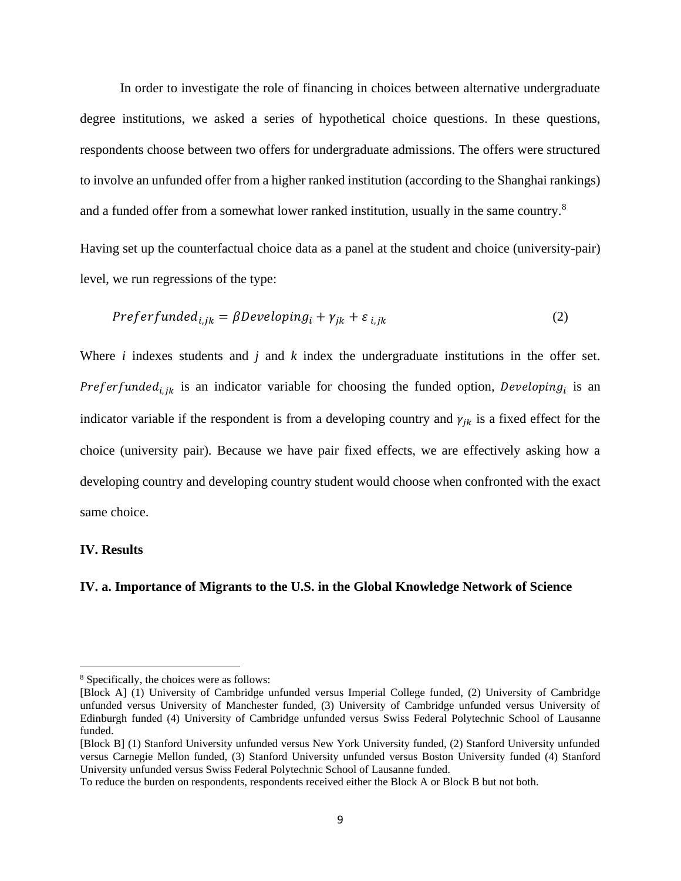In order to investigate the role of financing in choices between alternative undergraduate degree institutions, we asked a series of hypothetical choice questions. In these questions, respondents choose between two offers for undergraduate admissions. The offers were structured to involve an unfunded offer from a higher ranked institution (according to the Shanghai rankings) and a funded offer from a somewhat lower ranked institution, usually in the same country.[8]

Having set up the counterfactual choice data as a panel at the student and choice (university-pair) level, we run regressions of the type:

$$Preferfunded_{i,jk} = \beta Developing_i + \gamma_{jk} + \varepsilon_{i,jk} \tag{2}$$

Where $i$ indexes students and $j$ and $k$ index the undergraduate institutions in the offer set. $Preferfunded_{i,jk}$ is an indicator variable for choosing the funded option, $Developing_i$ is an indicator variable if the respondent is from a developing country and $\gamma_{jk}$ is a fixed effect for the choice (university pair). Because we have pair fixed effects, we are effectively asking how a developing country and developing country student would choose when confronted with the exact same choice.

## IV. Results

### IV. a. Importance of Migrants to the U.S. in the Global Knowledge Network of Science

---

[8] Specifically, the choices were as follows:

[Block A] (1) University of Cambridge unfunded versus Imperial College funded, (2) University of Cambridge unfunded versus University of Manchester funded, (3) University of Cambridge unfunded versus University of Edinburgh funded (4) University of Cambridge unfunded versus Swiss Federal Polytechnic School of Lausanne funded.

[Block B] (1) Stanford University unfunded versus New York University funded, (2) Stanford University unfunded versus Carnegie Mellon funded, (3) Stanford University unfunded versus Boston University funded (4) Stanford University unfunded versus Swiss Federal Polytechnic School of Lausanne funded.

To reduce the burden on respondents, respondents received either the Block A or Block B but not both.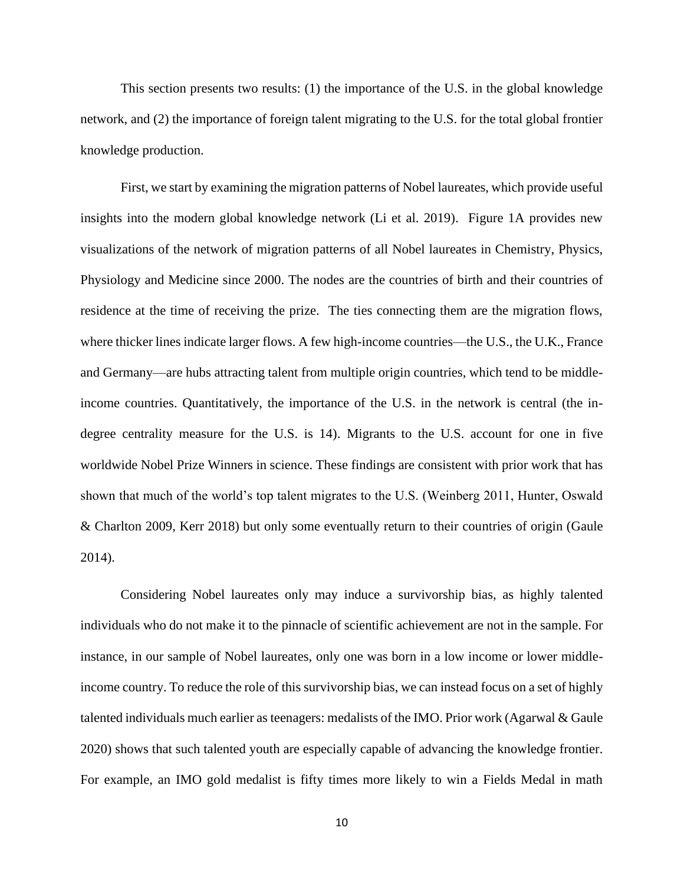This section presents two results: (1) the importance of the U.S. in the global knowledge network, and (2) the importance of foreign talent migrating to the U.S. for the total global frontier knowledge production.

First, we start by examining the migration patterns of Nobel laureates, which provide useful insights into the modern global knowledge network (Li et al. 2019). Figure 1A provides new visualizations of the network of migration patterns of all Nobel laureates in Chemistry, Physics, Physiology and Medicine since 2000. The nodes are the countries of birth and their countries of residence at the time of receiving the prize. The ties connecting them are the migration flows, where thicker lines indicate larger flows. A few high-income countries—the U.S., the U.K., France and Germany—are hubs attracting talent from multiple origin countries, which tend to be middle-income countries. Quantitatively, the importance of the U.S. in the network is central (the in-degree centrality measure for the U.S. is 14). Migrants to the U.S. account for one in five worldwide Nobel Prize Winners in science. These findings are consistent with prior work that has shown that much of the world's top talent migrates to the U.S. (Weinberg 2011, Hunter, Oswald & Charlton 2009, Kerr 2018) but only some eventually return to their countries of origin (Gaule 2014).

Considering Nobel laureates only may induce a survivorship bias, as highly talented individuals who do not make it to the pinnacle of scientific achievement are not in the sample. For instance, in our sample of Nobel laureates, only one was born in a low income or lower middle-income country. To reduce the role of this survivorship bias, we can instead focus on a set of highly talented individuals much earlier as teenagers: medalists of the IMO. Prior work (Agarwal & Gaule 2020) shows that such talented youth are especially capable of advancing the knowledge frontier. For example, an IMO gold medalist is fifty times more likely to win a Fields Medal in math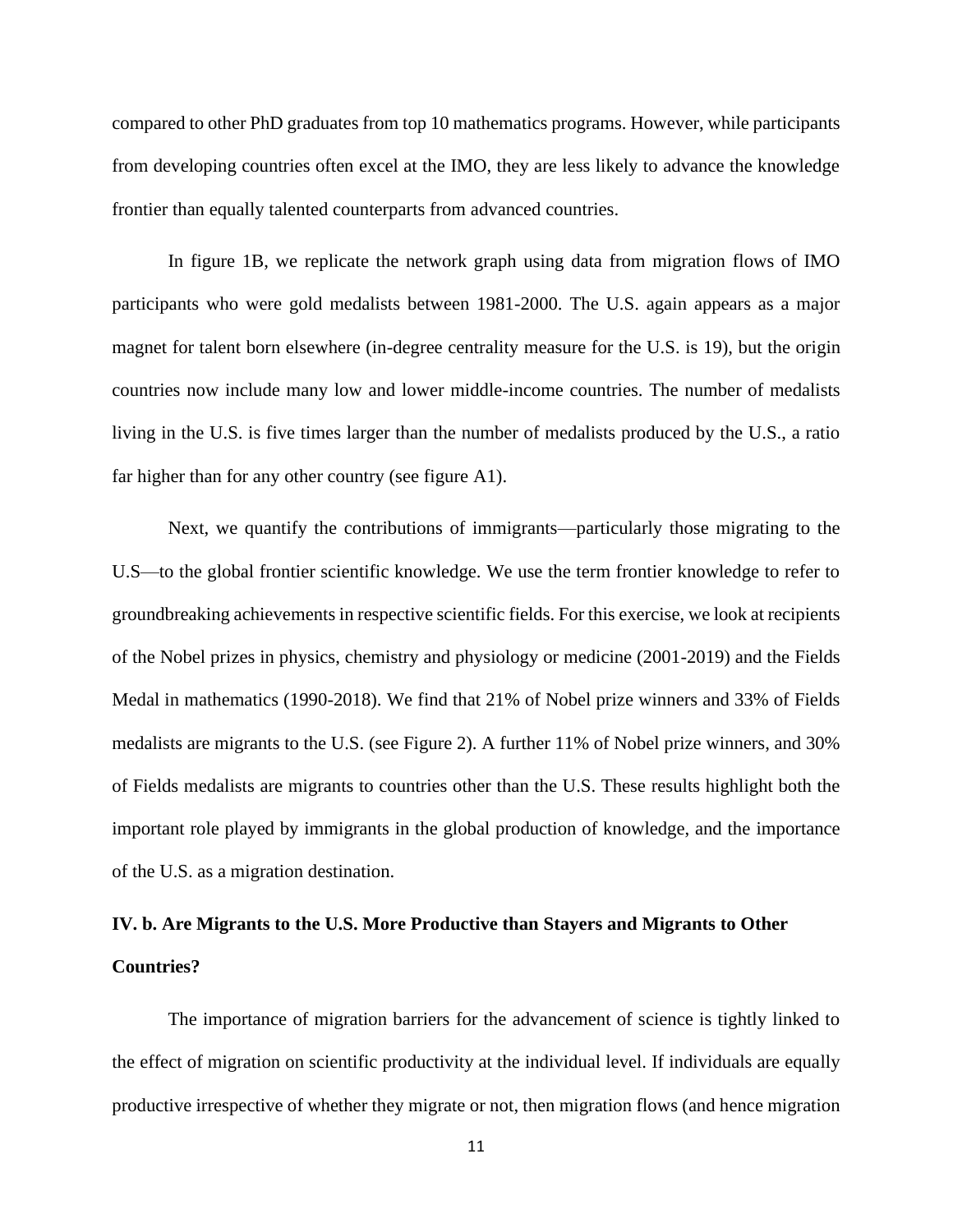compared to other PhD graduates from top 10 mathematics programs. However, while participants from developing countries often excel at the IMO, they are less likely to advance the knowledge frontier than equally talented counterparts from advanced countries.

In figure 1B, we replicate the network graph using data from migration flows of IMO participants who were gold medalists between 1981-2000. The U.S. again appears as a major magnet for talent born elsewhere (in-degree centrality measure for the U.S. is 19), but the origin countries now include many low and lower middle-income countries. The number of medalists living in the U.S. is five times larger than the number of medalists produced by the U.S., a ratio far higher than for any other country (see figure A1).

Next, we quantify the contributions of immigrants—particularly those migrating to the U.S—to the global frontier scientific knowledge. We use the term frontier knowledge to refer to groundbreaking achievements in respective scientific fields. For this exercise, we look at recipients of the Nobel prizes in physics, chemistry and physiology or medicine (2001-2019) and the Fields Medal in mathematics (1990-2018). We find that 21% of Nobel prize winners and 33% of Fields medalists are migrants to the U.S. (see Figure 2). A further 11% of Nobel prize winners, and 30% of Fields medalists are migrants to countries other than the U.S. These results highlight both the important role played by immigrants in the global production of knowledge, and the importance of the U.S. as a migration destination.

### IV. b. Are Migrants to the U.S. More Productive than Stayers and Migrants to Other Countries?

The importance of migration barriers for the advancement of science is tightly linked to the effect of migration on scientific productivity at the individual level. If individuals are equally productive irrespective of whether they migrate or not, then migration flows (and hence migration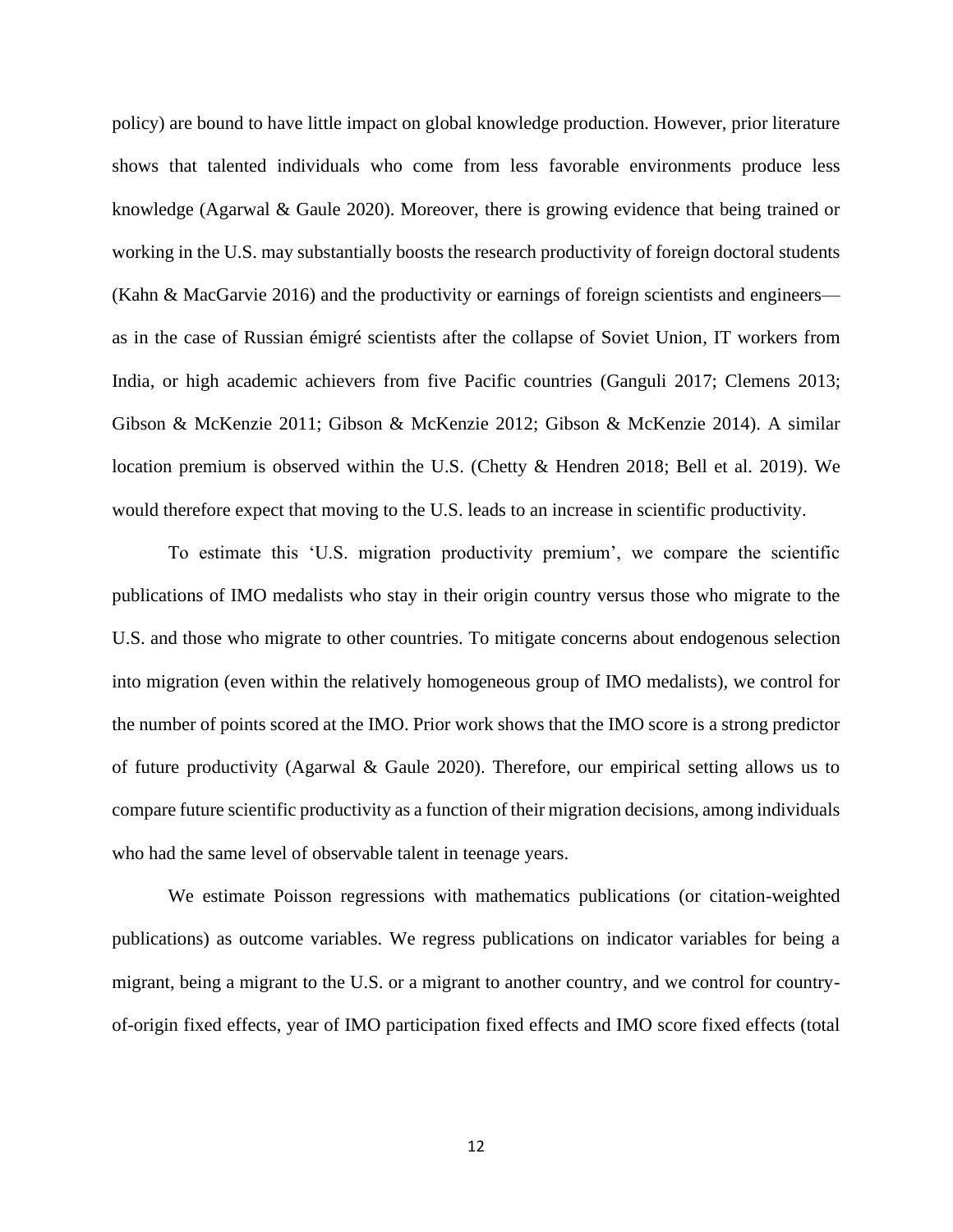policy) are bound to have little impact on global knowledge production. However, prior literature shows that talented individuals who come from less favorable environments produce less knowledge (Agarwal & Gaule 2020). Moreover, there is growing evidence that being trained or working in the U.S. may substantially boosts the research productivity of foreign doctoral students (Kahn & MacGarvie 2016) and the productivity or earnings of foreign scientists and engineers—as in the case of Russian émigré scientists after the collapse of Soviet Union, IT workers from India, or high academic achievers from five Pacific countries (Ganguli 2017; Clemens 2013; Gibson & McKenzie 2011; Gibson & McKenzie 2012; Gibson & McKenzie 2014). A similar location premium is observed within the U.S. (Chetty & Hendren 2018; Bell et al. 2019). We would therefore expect that moving to the U.S. leads to an increase in scientific productivity.

To estimate this 'U.S. migration productivity premium', we compare the scientific publications of IMO medalists who stay in their origin country versus those who migrate to the U.S. and those who migrate to other countries. To mitigate concerns about endogenous selection into migration (even within the relatively homogeneous group of IMO medalists), we control for the number of points scored at the IMO. Prior work shows that the IMO score is a strong predictor of future productivity (Agarwal & Gaule 2020). Therefore, our empirical setting allows us to compare future scientific productivity as a function of their migration decisions, among individuals who had the same level of observable talent in teenage years.

We estimate Poisson regressions with mathematics publications (or citation-weighted publications) as outcome variables. We regress publications on indicator variables for being a migrant, being a migrant to the U.S. or a migrant to another country, and we control for country-of-origin fixed effects, year of IMO participation fixed effects and IMO score fixed effects (total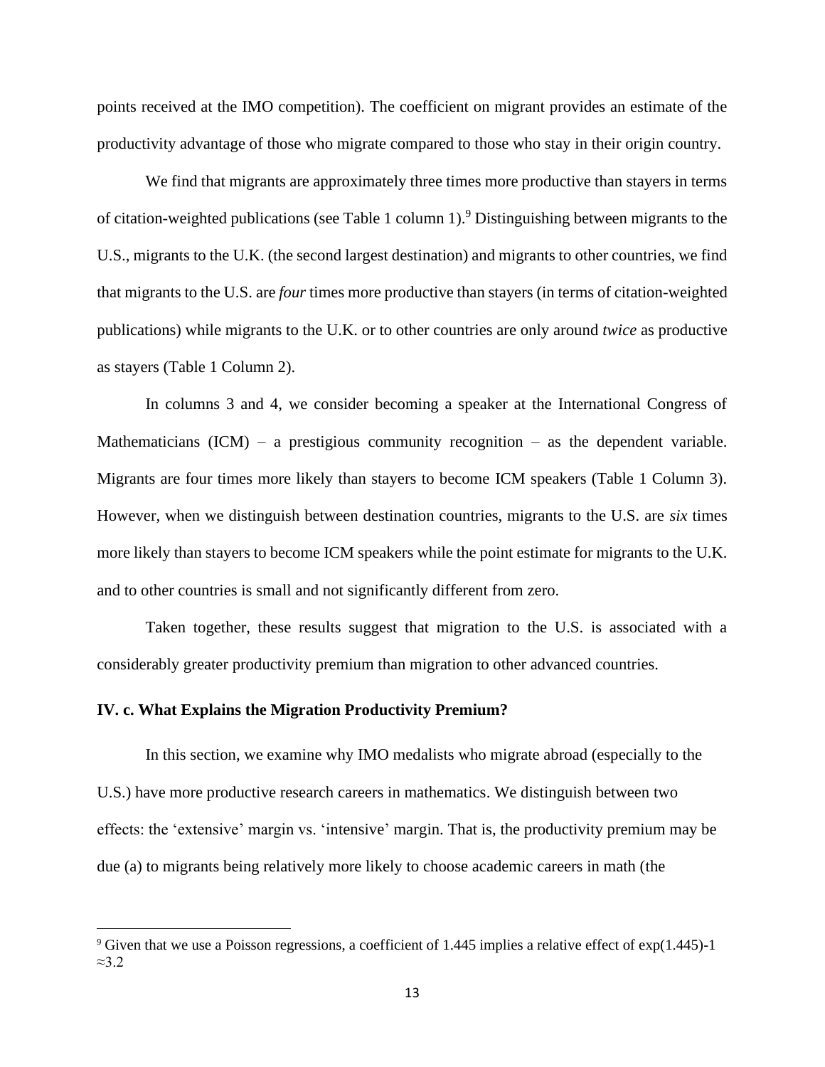points received at the IMO competition). The coefficient on migrant provides an estimate of the productivity advantage of those who migrate compared to those who stay in their origin country.

We find that migrants are approximately three times more productive than stayers in terms of citation-weighted publications (see Table 1 column 1).[9] Distinguishing between migrants to the U.S., migrants to the U.K. (the second largest destination) and migrants to other countries, we find that migrants to the U.S. are *four* times more productive than stayers (in terms of citation-weighted publications) while migrants to the U.K. or to other countries are only around *twice* as productive as stayers (Table 1 Column 2).

In columns 3 and 4, we consider becoming a speaker at the International Congress of Mathematicians (ICM) – a prestigious community recognition – as the dependent variable. Migrants are four times more likely than stayers to become ICM speakers (Table 1 Column 3). However, when we distinguish between destination countries, migrants to the U.S. are *six* times more likely than stayers to become ICM speakers while the point estimate for migrants to the U.K. and to other countries is small and not significantly different from zero.

Taken together, these results suggest that migration to the U.S. is associated with a considerably greater productivity premium than migration to other advanced countries.

### IV. c. What Explains the Migration Productivity Premium?

In this section, we examine why IMO medalists who migrate abroad (especially to the U.S.) have more productive research careers in mathematics. We distinguish between two effects: the 'extensive' margin vs. 'intensive' margin. That is, the productivity premium may be due (a) to migrants being relatively more likely to choose academic careers in math (the

---

[9] Given that we use a Poisson regressions, a coefficient of 1.445 implies a relative effect of exp(1.445)-1 $\approx$3.2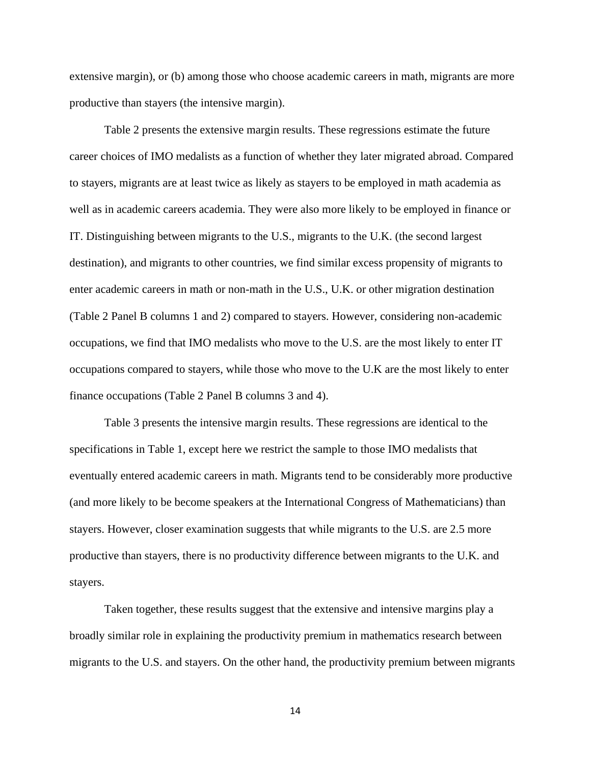extensive margin), or (b) among those who choose academic careers in math, migrants are more productive than stayers (the intensive margin).

Table 2 presents the extensive margin results. These regressions estimate the future career choices of IMO medalists as a function of whether they later migrated abroad. Compared to stayers, migrants are at least twice as likely as stayers to be employed in math academia as well as in academic careers academia. They were also more likely to be employed in finance or IT. Distinguishing between migrants to the U.S., migrants to the U.K. (the second largest destination), and migrants to other countries, we find similar excess propensity of migrants to enter academic careers in math or non-math in the U.S., U.K. or other migration destination (Table 2 Panel B columns 1 and 2) compared to stayers. However, considering non-academic occupations, we find that IMO medalists who move to the U.S. are the most likely to enter IT occupations compared to stayers, while those who move to the U.K are the most likely to enter finance occupations (Table 2 Panel B columns 3 and 4).

Table 3 presents the intensive margin results. These regressions are identical to the specifications in Table 1, except here we restrict the sample to those IMO medalists that eventually entered academic careers in math. Migrants tend to be considerably more productive (and more likely to be become speakers at the International Congress of Mathematicians) than stayers. However, closer examination suggests that while migrants to the U.S. are 2.5 more productive than stayers, there is no productivity difference between migrants to the U.K. and stayers.

Taken together, these results suggest that the extensive and intensive margins play a broadly similar role in explaining the productivity premium in mathematics research between migrants to the U.S. and stayers. On the other hand, the productivity premium between migrants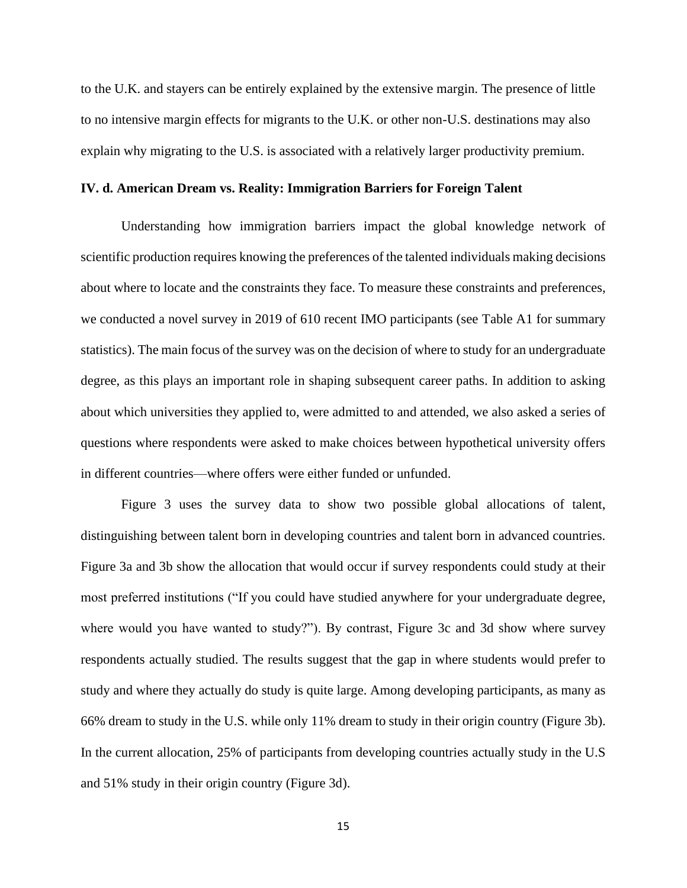to the U.K. and stayers can be entirely explained by the extensive margin. The presence of little to no intensive margin effects for migrants to the U.K. or other non-U.S. destinations may also explain why migrating to the U.S. is associated with a relatively larger productivity premium.

### IV. d. American Dream vs. Reality: Immigration Barriers for Foreign Talent

Understanding how immigration barriers impact the global knowledge network of scientific production requires knowing the preferences of the talented individuals making decisions about where to locate and the constraints they face. To measure these constraints and preferences, we conducted a novel survey in 2019 of 610 recent IMO participants (see Table A1 for summary statistics). The main focus of the survey was on the decision of where to study for an undergraduate degree, as this plays an important role in shaping subsequent career paths. In addition to asking about which universities they applied to, were admitted to and attended, we also asked a series of questions where respondents were asked to make choices between hypothetical university offers in different countries—where offers were either funded or unfunded.

Figure 3 uses the survey data to show two possible global allocations of talent, distinguishing between talent born in developing countries and talent born in advanced countries. Figure 3a and 3b show the allocation that would occur if survey respondents could study at their most preferred institutions ("If you could have studied anywhere for your undergraduate degree, where would you have wanted to study?"). By contrast, Figure 3c and 3d show where survey respondents actually studied. The results suggest that the gap in where students would prefer to study and where they actually do study is quite large. Among developing participants, as many as 66% dream to study in the U.S. while only 11% dream to study in their origin country (Figure 3b). In the current allocation, 25% of participants from developing countries actually study in the U.S and 51% study in their origin country (Figure 3d).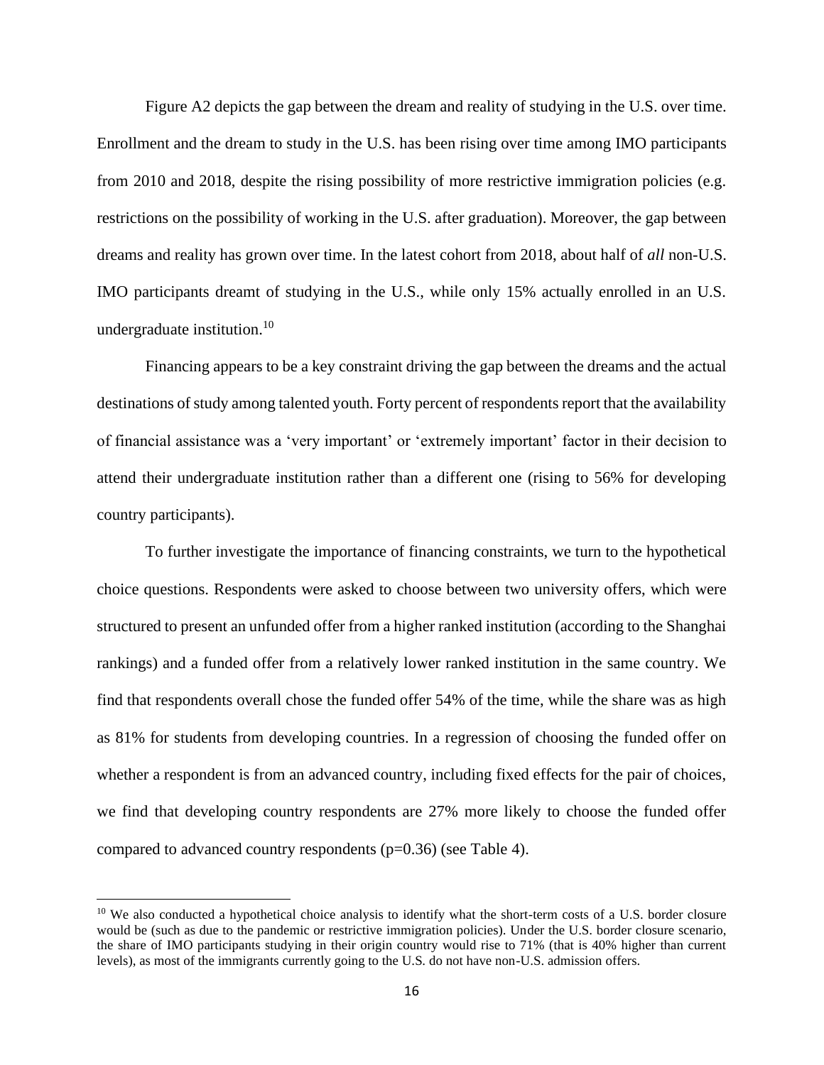Figure A2 depicts the gap between the dream and reality of studying in the U.S. over time. Enrollment and the dream to study in the U.S. has been rising over time among IMO participants from 2010 and 2018, despite the rising possibility of more restrictive immigration policies (e.g. restrictions on the possibility of working in the U.S. after graduation). Moreover, the gap between dreams and reality has grown over time. In the latest cohort from 2018, about half of *all* non-U.S. IMO participants dreamt of studying in the U.S., while only 15% actually enrolled in an U.S. undergraduate institution.[10]

Financing appears to be a key constraint driving the gap between the dreams and the actual destinations of study among talented youth. Forty percent of respondents report that the availability of financial assistance was a 'very important' or 'extremely important' factor in their decision to attend their undergraduate institution rather than a different one (rising to 56% for developing country participants).

To further investigate the importance of financing constraints, we turn to the hypothetical choice questions. Respondents were asked to choose between two university offers, which were structured to present an unfunded offer from a higher ranked institution (according to the Shanghai rankings) and a funded offer from a relatively lower ranked institution in the same country. We find that respondents overall chose the funded offer 54% of the time, while the share was as high as 81% for students from developing countries. In a regression of choosing the funded offer on whether a respondent is from an advanced country, including fixed effects for the pair of choices, we find that developing country respondents are 27% more likely to choose the funded offer compared to advanced country respondents ($p=0.36$) (see Table 4).

[10] We also conducted a hypothetical choice analysis to identify what the short-term costs of a U.S. border closure would be (such as due to the pandemic or restrictive immigration policies). Under the U.S. border closure scenario, the share of IMO participants studying in their origin country would rise to 71% (that is 40% higher than current levels), as most of the immigrants currently going to the U.S. do not have non-U.S. admission offers.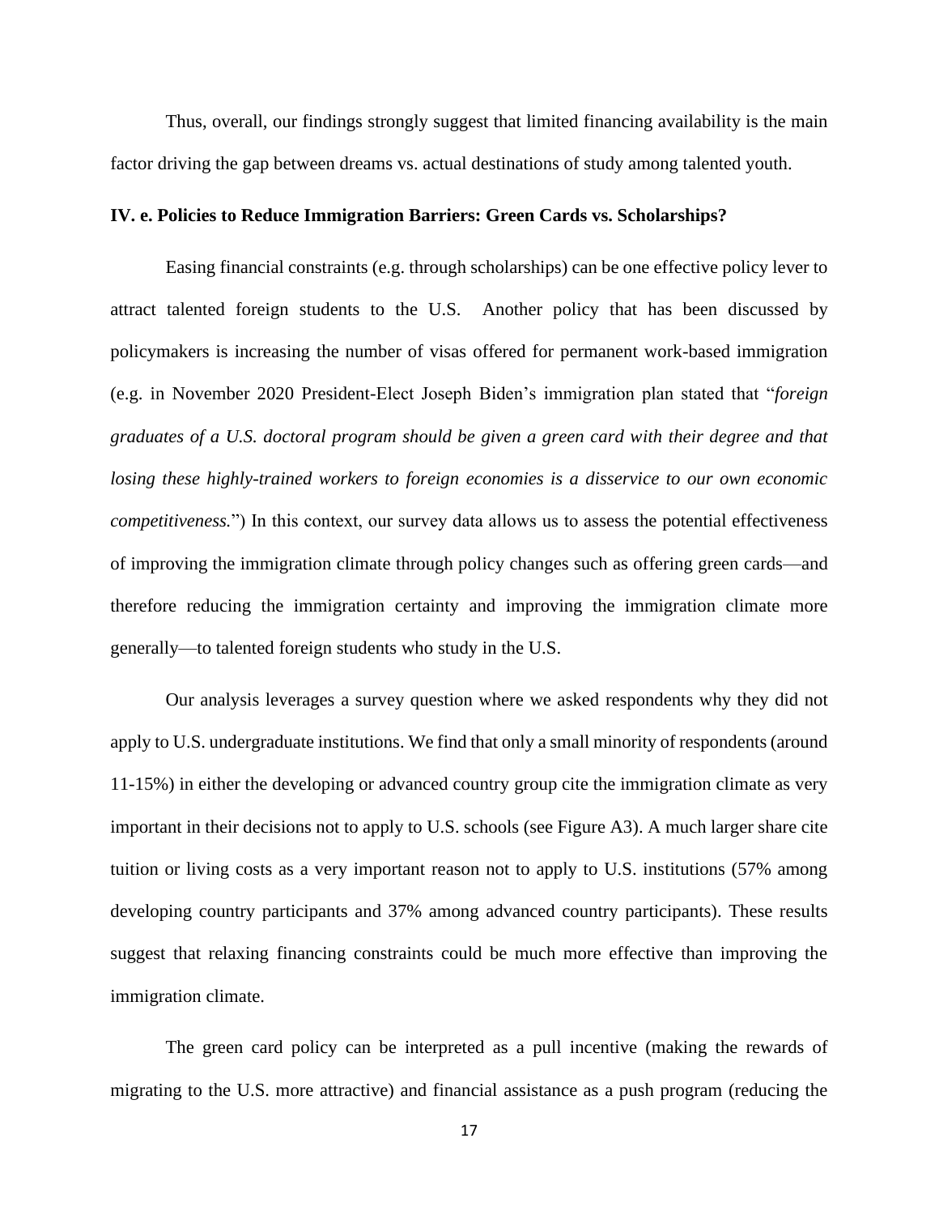Thus, overall, our findings strongly suggest that limited financing availability is the main factor driving the gap between dreams vs. actual destinations of study among talented youth.

### IV. e. Policies to Reduce Immigration Barriers: Green Cards vs. Scholarships?

Easing financial constraints (e.g. through scholarships) can be one effective policy lever to attract talented foreign students to the U.S. Another policy that has been discussed by policymakers is increasing the number of visas offered for permanent work-based immigration (e.g. in November 2020 President-Elect Joseph Biden's immigration plan stated that "*foreign graduates of a U.S. doctoral program should be given a green card with their degree and that losing these highly-trained workers to foreign economies is a disservice to our own economic competitiveness.*") In this context, our survey data allows us to assess the potential effectiveness of improving the immigration climate through policy changes such as offering green cards—and therefore reducing the immigration certainty and improving the immigration climate more generally—to talented foreign students who study in the U.S.

Our analysis leverages a survey question where we asked respondents why they did not apply to U.S. undergraduate institutions. We find that only a small minority of respondents (around 11-15%) in either the developing or advanced country group cite the immigration climate as very important in their decisions not to apply to U.S. schools (see Figure A3). A much larger share cite tuition or living costs as a very important reason not to apply to U.S. institutions (57% among developing country participants and 37% among advanced country participants). These results suggest that relaxing financing constraints could be much more effective than improving the immigration climate.

The green card policy can be interpreted as a pull incentive (making the rewards of migrating to the U.S. more attractive) and financial assistance as a push program (reducing the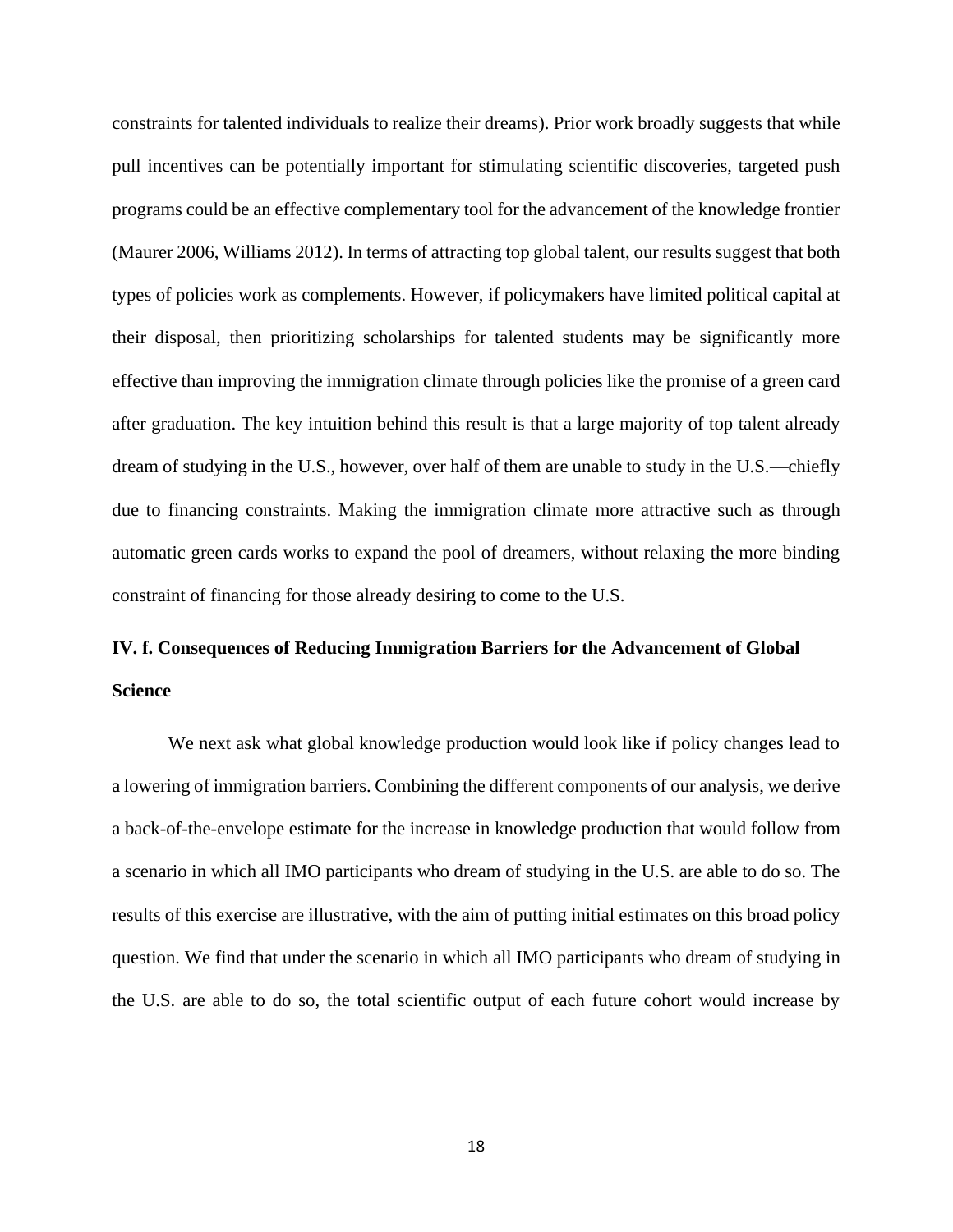constraints for talented individuals to realize their dreams). Prior work broadly suggests that while pull incentives can be potentially important for stimulating scientific discoveries, targeted push programs could be an effective complementary tool for the advancement of the knowledge frontier (Maurer 2006, Williams 2012). In terms of attracting top global talent, our results suggest that both types of policies work as complements. However, if policymakers have limited political capital at their disposal, then prioritizing scholarships for talented students may be significantly more effective than improving the immigration climate through policies like the promise of a green card after graduation. The key intuition behind this result is that a large majority of top talent already dream of studying in the U.S., however, over half of them are unable to study in the U.S.—chiefly due to financing constraints. Making the immigration climate more attractive such as through automatic green cards works to expand the pool of dreamers, without relaxing the more binding constraint of financing for those already desiring to come to the U.S.

### IV. f. Consequences of Reducing Immigration Barriers for the Advancement of Global Science

We next ask what global knowledge production would look like if policy changes lead to a lowering of immigration barriers. Combining the different components of our analysis, we derive a back-of-the-envelope estimate for the increase in knowledge production that would follow from a scenario in which all IMO participants who dream of studying in the U.S. are able to do so. The results of this exercise are illustrative, with the aim of putting initial estimates on this broad policy question. We find that under the scenario in which all IMO participants who dream of studying in the U.S. are able to do so, the total scientific output of each future cohort would increase by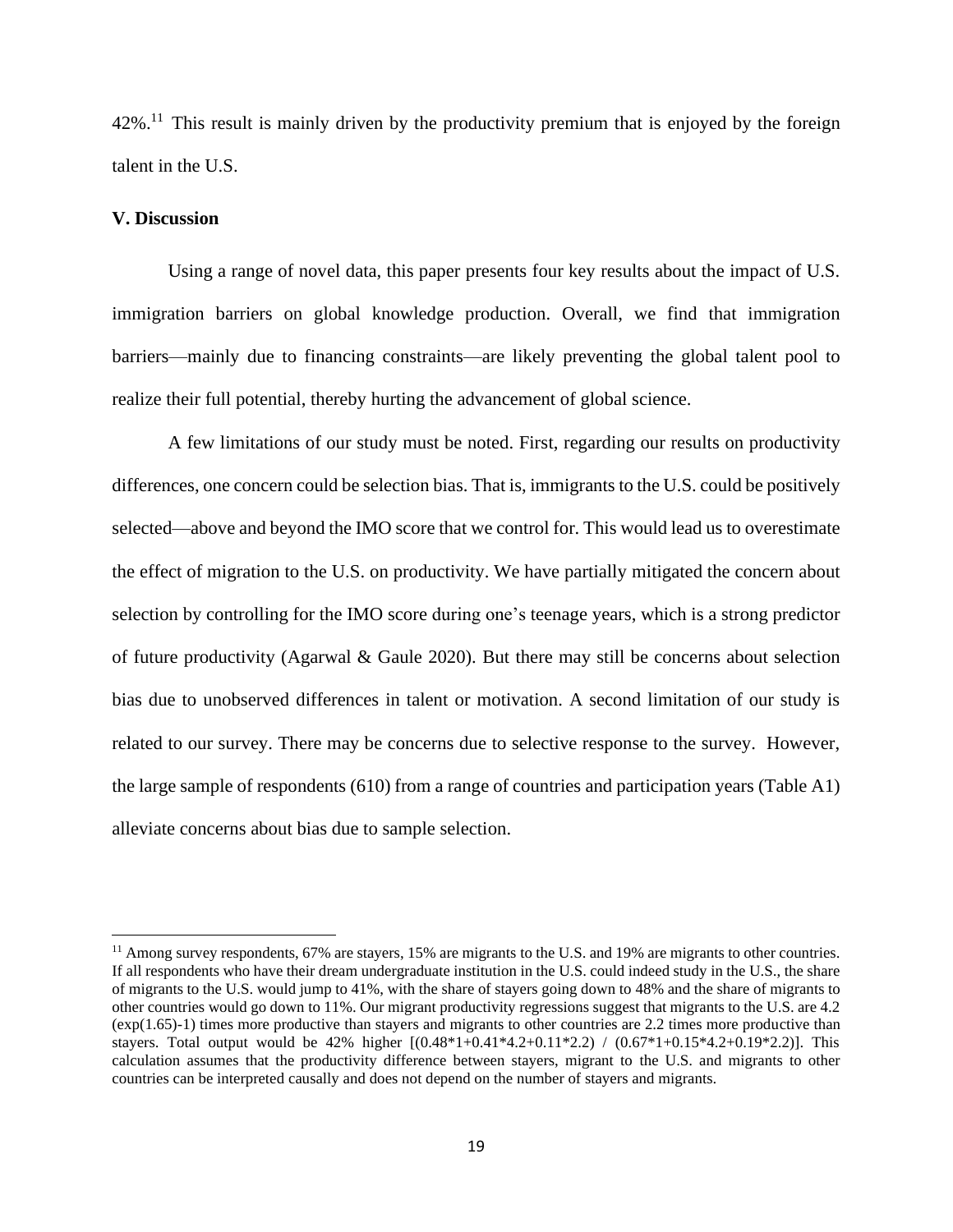42%.[11] This result is mainly driven by the productivity premium that is enjoyed by the foreign talent in the U.S.

## V. Discussion

Using a range of novel data, this paper presents four key results about the impact of U.S. immigration barriers on global knowledge production. Overall, we find that immigration barriers—mainly due to financing constraints—are likely preventing the global talent pool to realize their full potential, thereby hurting the advancement of global science.

A few limitations of our study must be noted. First, regarding our results on productivity differences, one concern could be selection bias. That is, immigrants to the U.S. could be positively selected—above and beyond the IMO score that we control for. This would lead us to overestimate the effect of migration to the U.S. on productivity. We have partially mitigated the concern about selection by controlling for the IMO score during one's teenage years, which is a strong predictor of future productivity (Agarwal & Gaule 2020). But there may still be concerns about selection bias due to unobserved differences in talent or motivation. A second limitation of our study is related to our survey. There may be concerns due to selective response to the survey. However, the large sample of respondents (610) from a range of countries and participation years (Table A1) alleviate concerns about bias due to sample selection.

---

[11] Among survey respondents, 67% are stayers, 15% are migrants to the U.S. and 19% are migrants to other countries. If all respondents who have their dream undergraduate institution in the U.S. could indeed study in the U.S., the share of migrants to the U.S. would jump to 41%, with the share of stayers going down to 48% and the share of migrants to other countries would go down to 11%. Our migrant productivity regressions suggest that migrants to the U.S. are 4.2 (exp(1.65)-1) times more productive than stayers and migrants to other countries are 2.2 times more productive than stayers. Total output would be 42% higher [(0.48*1+0.41*4.2+0.11*2.2) / (0.67*1+0.15*4.2+0.19*2.2)]. This calculation assumes that the productivity difference between stayers, migrant to the U.S. and migrants to other countries can be interpreted causally and does not depend on the number of stayers and migrants.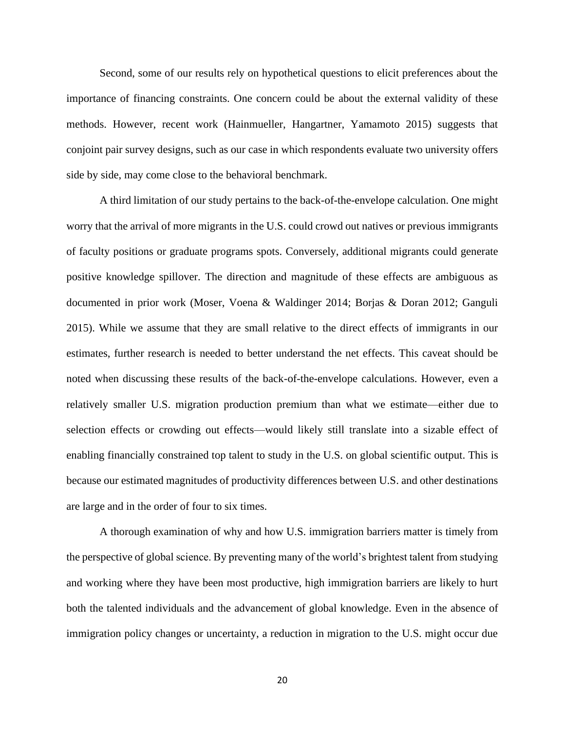Second, some of our results rely on hypothetical questions to elicit preferences about the importance of financing constraints. One concern could be about the external validity of these methods. However, recent work (Hainmueller, Hangartner, Yamamoto 2015) suggests that conjoint pair survey designs, such as our case in which respondents evaluate two university offers side by side, may come close to the behavioral benchmark.

A third limitation of our study pertains to the back-of-the-envelope calculation. One might worry that the arrival of more migrants in the U.S. could crowd out natives or previous immigrants of faculty positions or graduate programs spots. Conversely, additional migrants could generate positive knowledge spillover. The direction and magnitude of these effects are ambiguous as documented in prior work (Moser, Voena & Waldinger 2014; Borjas & Doran 2012; Ganguli 2015). While we assume that they are small relative to the direct effects of immigrants in our estimates, further research is needed to better understand the net effects. This caveat should be noted when discussing these results of the back-of-the-envelope calculations. However, even a relatively smaller U.S. migration production premium than what we estimate—either due to selection effects or crowding out effects—would likely still translate into a sizable effect of enabling financially constrained top talent to study in the U.S. on global scientific output. This is because our estimated magnitudes of productivity differences between U.S. and other destinations are large and in the order of four to six times.

A thorough examination of why and how U.S. immigration barriers matter is timely from the perspective of global science. By preventing many of the world's brightest talent from studying and working where they have been most productive, high immigration barriers are likely to hurt both the talented individuals and the advancement of global knowledge. Even in the absence of immigration policy changes or uncertainty, a reduction in migration to the U.S. might occur due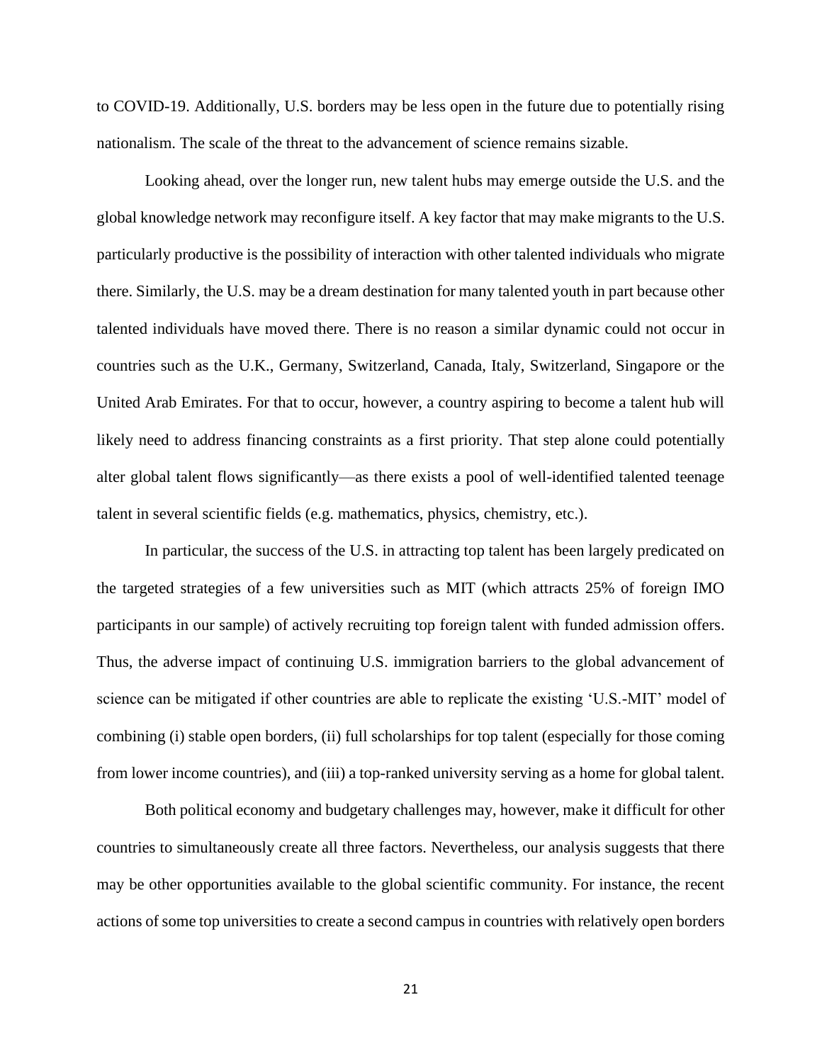to COVID-19. Additionally, U.S. borders may be less open in the future due to potentially rising nationalism. The scale of the threat to the advancement of science remains sizable.

Looking ahead, over the longer run, new talent hubs may emerge outside the U.S. and the global knowledge network may reconfigure itself. A key factor that may make migrants to the U.S. particularly productive is the possibility of interaction with other talented individuals who migrate there. Similarly, the U.S. may be a dream destination for many talented youth in part because other talented individuals have moved there. There is no reason a similar dynamic could not occur in countries such as the U.K., Germany, Switzerland, Canada, Italy, Switzerland, Singapore or the United Arab Emirates. For that to occur, however, a country aspiring to become a talent hub will likely need to address financing constraints as a first priority. That step alone could potentially alter global talent flows significantly—as there exists a pool of well-identified talented teenage talent in several scientific fields (e.g. mathematics, physics, chemistry, etc.).

In particular, the success of the U.S. in attracting top talent has been largely predicated on the targeted strategies of a few universities such as MIT (which attracts 25% of foreign IMO participants in our sample) of actively recruiting top foreign talent with funded admission offers. Thus, the adverse impact of continuing U.S. immigration barriers to the global advancement of science can be mitigated if other countries are able to replicate the existing 'U.S.-MIT' model of combining (i) stable open borders, (ii) full scholarships for top talent (especially for those coming from lower income countries), and (iii) a top-ranked university serving as a home for global talent.

Both political economy and budgetary challenges may, however, make it difficult for other countries to simultaneously create all three factors. Nevertheless, our analysis suggests that there may be other opportunities available to the global scientific community. For instance, the recent actions of some top universities to create a second campus in countries with relatively open borders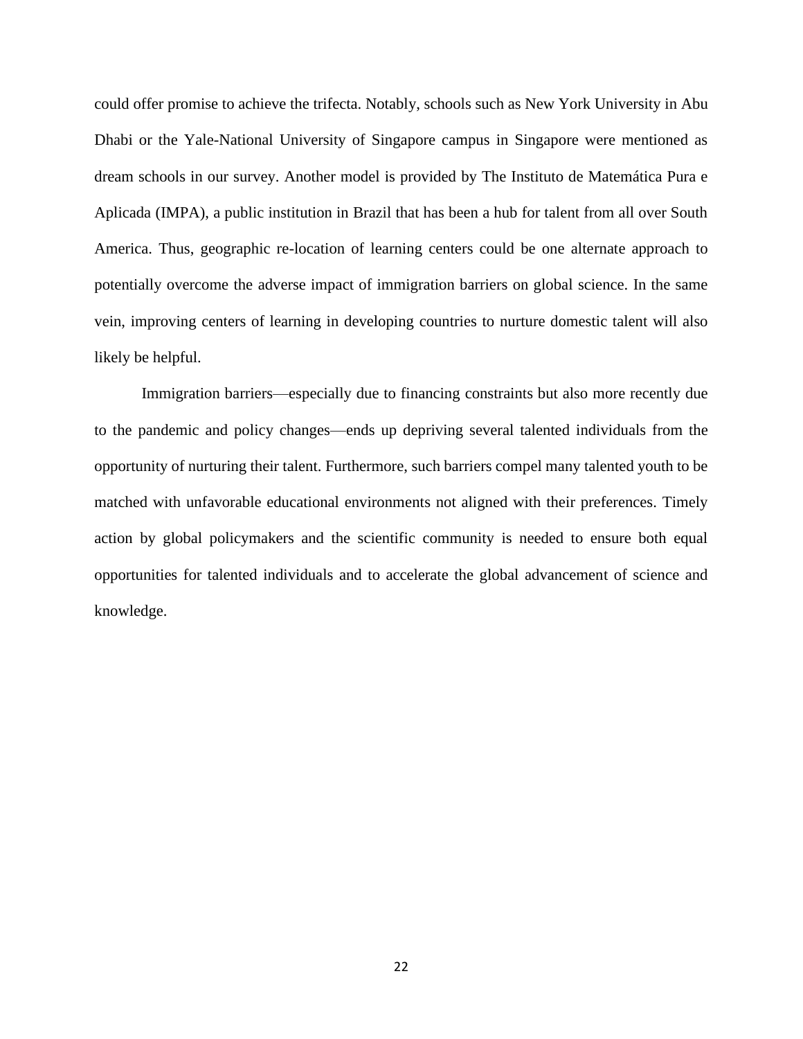could offer promise to achieve the trifecta. Notably, schools such as New York University in Abu Dhabi or the Yale-National University of Singapore campus in Singapore were mentioned as dream schools in our survey. Another model is provided by The Instituto de Matemática Pura e Aplicada (IMPA), a public institution in Brazil that has been a hub for talent from all over South America. Thus, geographic re-location of learning centers could be one alternate approach to potentially overcome the adverse impact of immigration barriers on global science. In the same vein, improving centers of learning in developing countries to nurture domestic talent will also likely be helpful.

Immigration barriers—especially due to financing constraints but also more recently due to the pandemic and policy changes—ends up depriving several talented individuals from the opportunity of nurturing their talent. Furthermore, such barriers compel many talented youth to be matched with unfavorable educational environments not aligned with their preferences. Timely action by global policymakers and the scientific community is needed to ensure both equal opportunities for talented individuals and to accelerate the global advancement of science and knowledge.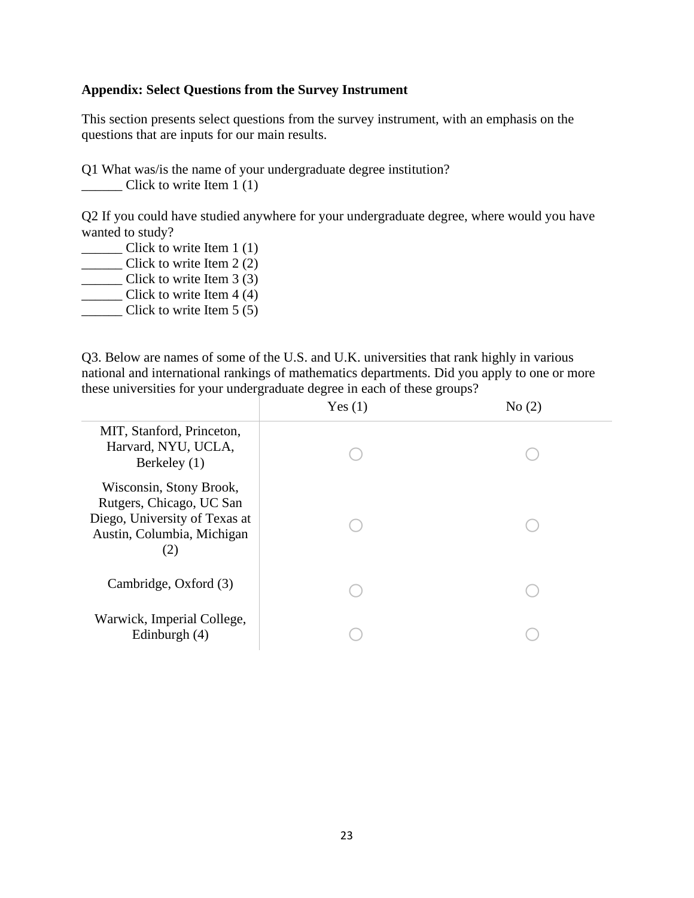**Appendix: Select Questions from the Survey Instrument**

This section presents select questions from the survey instrument, with an emphasis on the questions that are inputs for our main results.

Q1 What was/is the name of your undergraduate degree institution?
______ Click to write Item 1 (1)

Q2 If you could have studied anywhere for your undergraduate degree, where would you have wanted to study?
______ Click to write Item 1 (1)
______ Click to write Item 2 (2)
______ Click to write Item 3 (3)
______ Click to write Item 4 (4)
______ Click to write Item 5 (5)

Q3. Below are names of some of the U.S. and U.K. universities that rank highly in various national and international rankings of mathematics departments. Did you apply to one or more these universities for your undergraduate degree in each of these groups?

| | Yes (1) | No (2) |
|---|---|---|
| MIT, Stanford, Princeton, Harvard, NYU, UCLA, Berkeley (1) | ○ | ○ |
| Wisconsin, Stony Brook, Rutgers, Chicago, UC San Diego, University of Texas at Austin, Columbia, Michigan (2) | ○ | ○ |
| Cambridge, Oxford (3) | ○ | ○ |
| Warwick, Imperial College, Edinburgh (4) | ○ | ○ |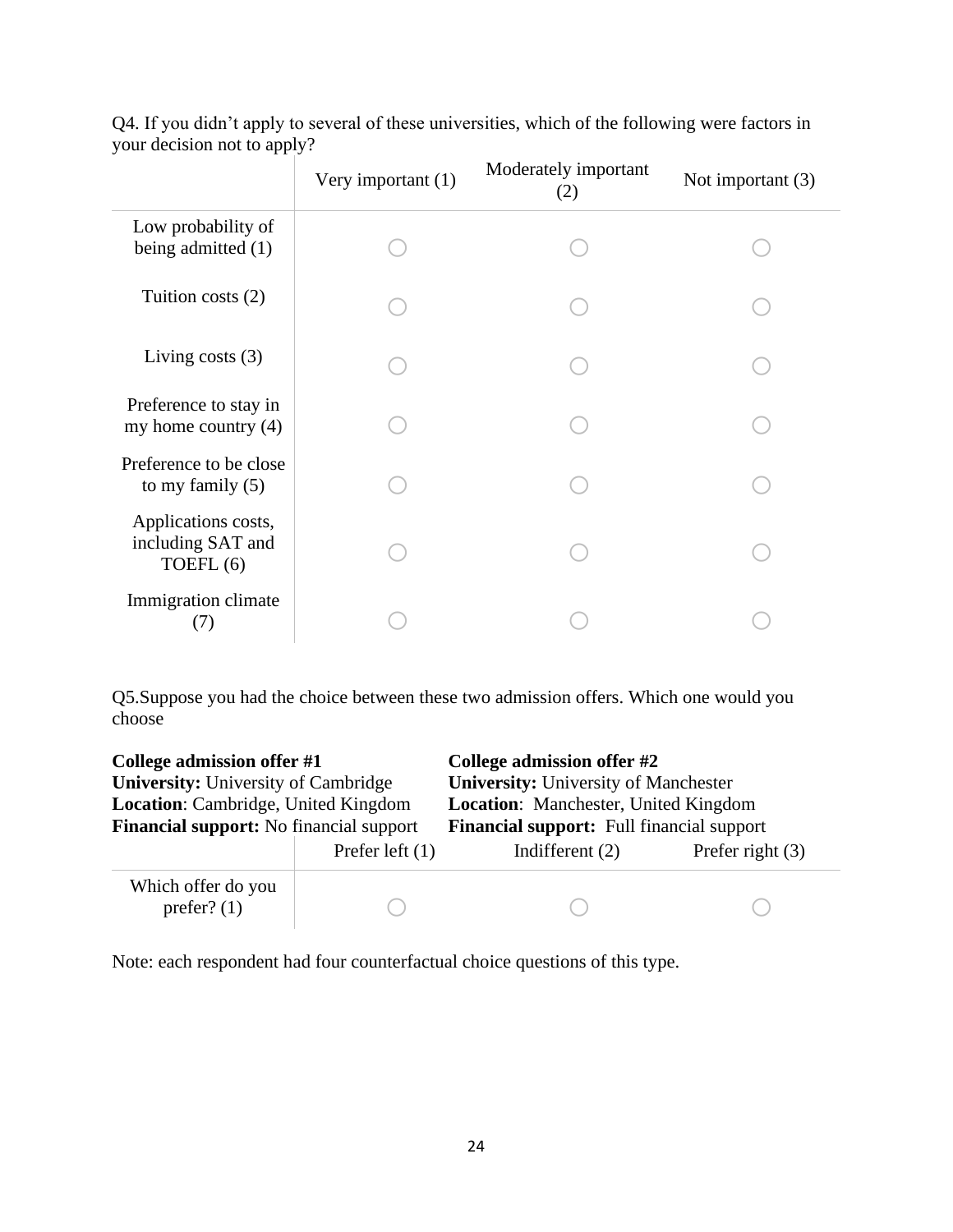Q4. If you didn't apply to several of these universities, which of the following were factors in your decision not to apply?

| | Very important (1) | Moderately important (2) | Not important (3) |
|---|---|---|---|
| Low probability of being admitted (1) | ◯ | ◯ | ◯ |
| Tuition costs (2) | ◯ | ◯ | ◯ |
| Living costs (3) | ◯ | ◯ | ◯ |
| Preference to stay in my home country (4) | ◯ | ◯ | ◯ |
| Preference to be close to my family (5) | ◯ | ◯ | ◯ |
| Applications costs, including SAT and TOEFL (6) | ◯ | ◯ | ◯ |
| Immigration climate (7) | ◯ | ◯ | ◯ |

Q5.Suppose you had the choice between these two admission offers. Which one would you choose

**College admission offer #1**
**University:** University of Cambridge
**Location**: Cambridge, United Kingdom
**Financial support:** No financial support

**College admission offer #2**
**University:** University of Manchester
**Location**: Manchester, United Kingdom
**Financial support:** Full financial support

| | Prefer left (1) | Indifferent (2) | Prefer right (3) |
|---|---|---|---|
| Which offer do you prefer? (1) | ◯ | ◯ | ◯ |

Note: each respondent had four counterfactual choice questions of this type.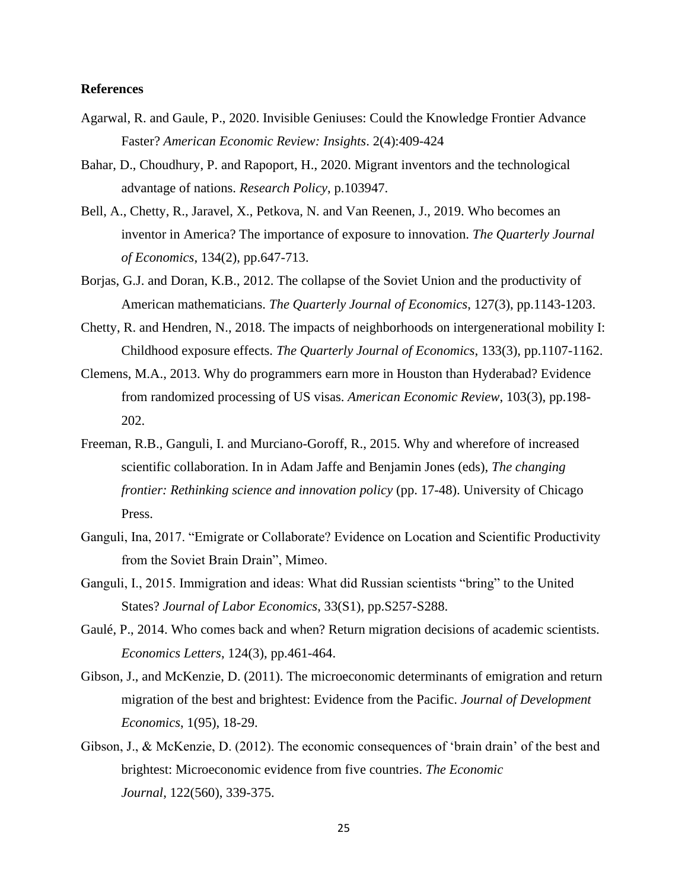**References**

Agarwal, R. and Gaule, P., 2020. Invisible Geniuses: Could the Knowledge Frontier Advance Faster? *American Economic Review: Insights*. 2(4):409-424

Bahar, D., Choudhury, P. and Rapoport, H., 2020. Migrant inventors and the technological advantage of nations. *Research Policy*, p.103947.

Bell, A., Chetty, R., Jaravel, X., Petkova, N. and Van Reenen, J., 2019. Who becomes an inventor in America? The importance of exposure to innovation. *The Quarterly Journal of Economics*, 134(2), pp.647-713.

Borjas, G.J. and Doran, K.B., 2012. The collapse of the Soviet Union and the productivity of American mathematicians. *The Quarterly Journal of Economics*, 127(3), pp.1143-1203.

Chetty, R. and Hendren, N., 2018. The impacts of neighborhoods on intergenerational mobility I: Childhood exposure effects. *The Quarterly Journal of Economics*, 133(3), pp.1107-1162.

Clemens, M.A., 2013. Why do programmers earn more in Houston than Hyderabad? Evidence from randomized processing of US visas. *American Economic Review*, 103(3), pp.198-202.

Freeman, R.B., Ganguli, I. and Murciano-Goroff, R., 2015. Why and wherefore of increased scientific collaboration. In in Adam Jaffe and Benjamin Jones (eds), *The changing frontier: Rethinking science and innovation policy* (pp. 17-48). University of Chicago Press.

Ganguli, Ina, 2017. "Emigrate or Collaborate? Evidence on Location and Scientific Productivity from the Soviet Brain Drain", Mimeo.

Ganguli, I., 2015. Immigration and ideas: What did Russian scientists "bring" to the United States? *Journal of Labor Economics*, 33(S1), pp.S257-S288.

Gaulé, P., 2014. Who comes back and when? Return migration decisions of academic scientists. *Economics Letters*, 124(3), pp.461-464.

Gibson, J., and McKenzie, D. (2011). The microeconomic determinants of emigration and return migration of the best and brightest: Evidence from the Pacific. *Journal of Development Economics*, 1(95), 18-29.

Gibson, J., & McKenzie, D. (2012). The economic consequences of 'brain drain' of the best and brightest: Microeconomic evidence from five countries. *The Economic Journal*, 122(560), 339-375.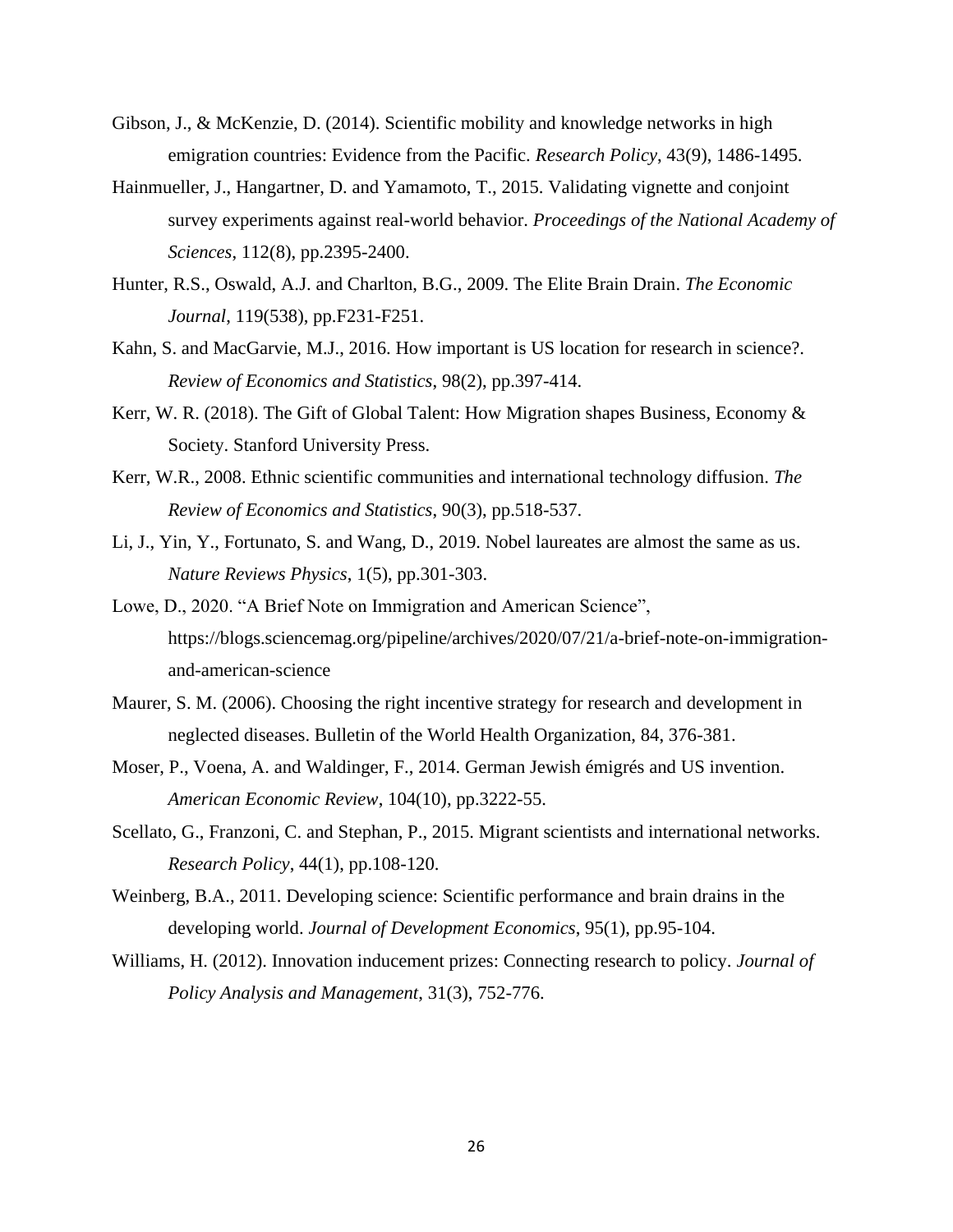Gibson, J., & McKenzie, D. (2014). Scientific mobility and knowledge networks in high emigration countries: Evidence from the Pacific. *Research Policy*, 43(9), 1486-1495.

Hainmueller, J., Hangartner, D. and Yamamoto, T., 2015. Validating vignette and conjoint survey experiments against real-world behavior. *Proceedings of the National Academy of Sciences*, 112(8), pp.2395-2400.

Hunter, R.S., Oswald, A.J. and Charlton, B.G., 2009. The Elite Brain Drain. *The Economic Journal*, 119(538), pp.F231-F251.

Kahn, S. and MacGarvie, M.J., 2016. How important is US location for research in science?. *Review of Economics and Statistics*, 98(2), pp.397-414.

Kerr, W. R. (2018). The Gift of Global Talent: How Migration shapes Business, Economy & Society. Stanford University Press.

Kerr, W.R., 2008. Ethnic scientific communities and international technology diffusion. *The Review of Economics and Statistics*, 90(3), pp.518-537.

Li, J., Yin, Y., Fortunato, S. and Wang, D., 2019. Nobel laureates are almost the same as us. *Nature Reviews Physics*, 1(5), pp.301-303.

Lowe, D., 2020. "A Brief Note on Immigration and American Science", https://blogs.sciencemag.org/pipeline/archives/2020/07/21/a-brief-note-on-immigration-and-american-science

Maurer, S. M. (2006). Choosing the right incentive strategy for research and development in neglected diseases. Bulletin of the World Health Organization, 84, 376-381.

Moser, P., Voena, A. and Waldinger, F., 2014. German Jewish émigrés and US invention. *American Economic Review*, 104(10), pp.3222-55.

Scellato, G., Franzoni, C. and Stephan, P., 2015. Migrant scientists and international networks. *Research Policy*, 44(1), pp.108-120.

Weinberg, B.A., 2011. Developing science: Scientific performance and brain drains in the developing world. *Journal of Development Economics*, 95(1), pp.95-104.

Williams, H. (2012). Innovation inducement prizes: Connecting research to policy. *Journal of Policy Analysis and Management*, 31(3), 752-776.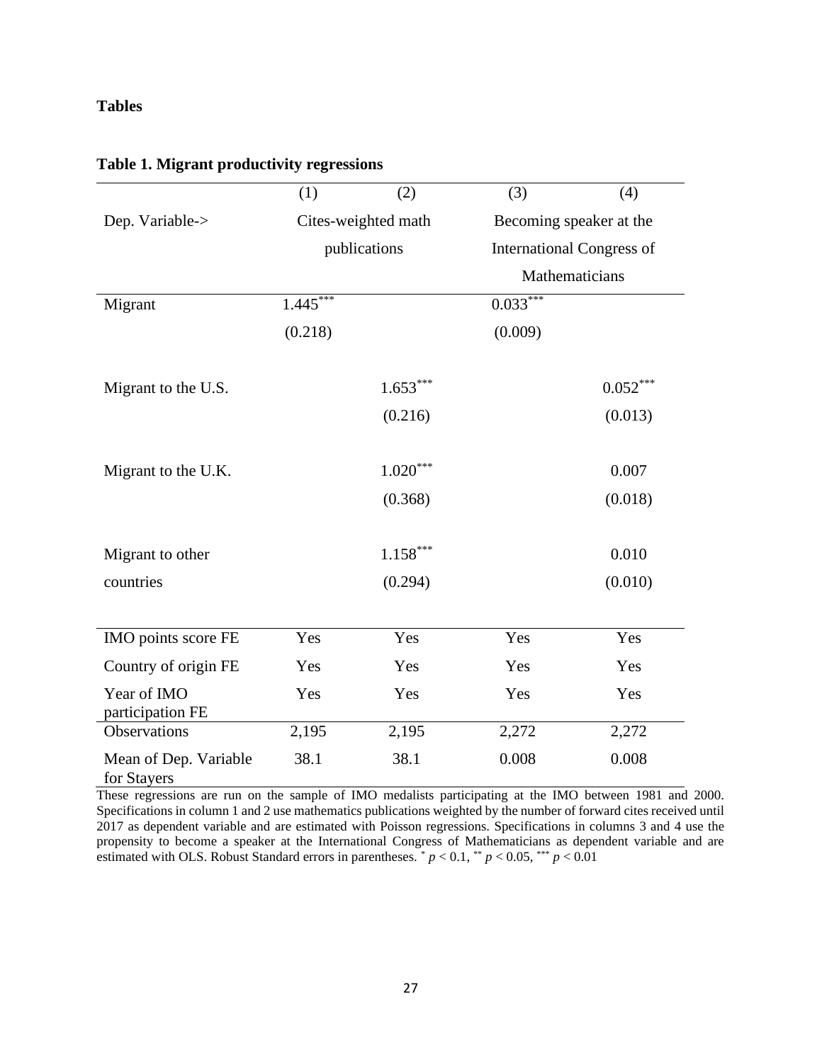## Tables

**Table 1. Migrant productivity regressions**

| | (1) | (2) | (3) | (4) |
|---|---|---|---|---|
| Dep. Variable-> | Cites-weighted math publications | | Becoming speaker at the International Congress of Mathematicians | |
| Migrant | $1.445^{***}$ | | $0.033^{***}$ | |
| | (0.218) | | (0.009) | |
| Migrant to the U.S. | | $1.653^{***}$ | | $0.052^{***}$ |
| | | (0.216) | | (0.013) |
| Migrant to the U.K. | | $1.020^{***}$ | | 0.007 |
| | | (0.368) | | (0.018) |
| Migrant to other countries | | $1.158^{***}$ | | 0.010 |
| | | (0.294) | | (0.010) |
| IMO points score FE | Yes | Yes | Yes | Yes |
| Country of origin FE | Yes | Yes | Yes | Yes |
| Year of IMO participation FE | Yes | Yes | Yes | Yes |
| Observations | 2,195 | 2,195 | 2,272 | 2,272 |
| Mean of Dep. Variable for Stayers | 38.1 | 38.1 | 0.008 | 0.008 |

These regressions are run on the sample of IMO medalists participating at the IMO between 1981 and 2000. Specifications in column 1 and 2 use mathematics publications weighted by the number of forward cites received until 2017 as dependent variable and are estimated with Poisson regressions. Specifications in columns 3 and 4 use the propensity to become a speaker at the International Congress of Mathematicians as dependent variable and are estimated with OLS. Robust Standard errors in parentheses. $^{*}$ $p < 0.1$, $^{**}$ $p < 0.05$, $^{***}$ $p < 0.01$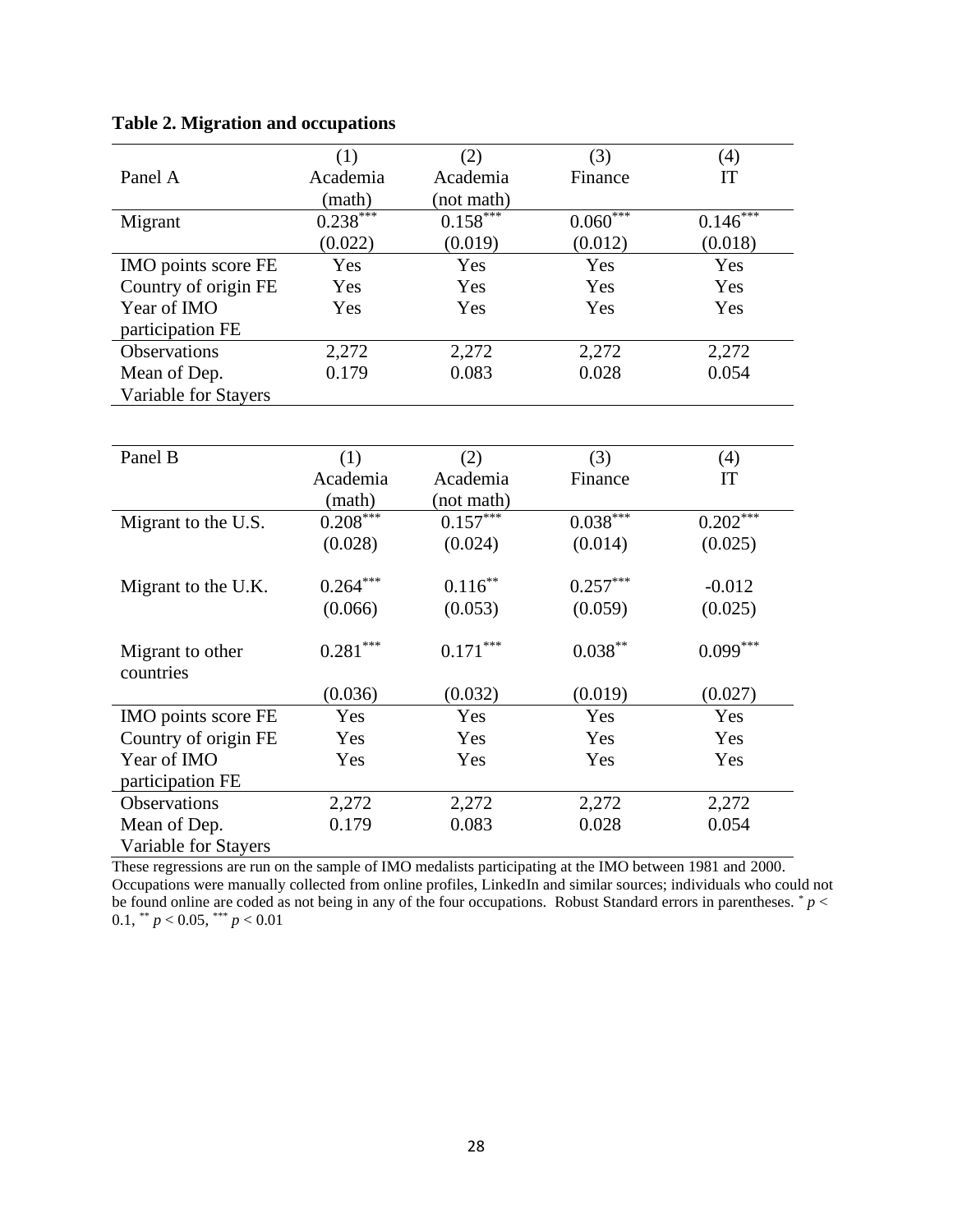**Table 2. Migration and occupations**

| Panel A | (1) Academia (math) | (2) Academia (not math) | (3) Finance | (4) IT |
|---|---|---|---|---|
| Migrant | $0.238^{***}$ | $0.158^{***}$ | $0.060^{***}$ | $0.146^{***}$ |
| | (0.022) | (0.019) | (0.012) | (0.018) |
| IMO points score FE | Yes | Yes | Yes | Yes |
| Country of origin FE | Yes | Yes | Yes | Yes |
| Year of IMO participation FE | Yes | Yes | Yes | Yes |
| Observations | 2,272 | 2,272 | 2,272 | 2,272 |
| Mean of Dep. Variable for Stayers | 0.179 | 0.083 | 0.028 | 0.054 |

| Panel B | (1) Academia (math) | (2) Academia (not math) | (3) Finance | (4) IT |
|---|---|---|---|---|
| Migrant to the U.S. | $0.208^{***}$ | $0.157^{***}$ | $0.038^{***}$ | $0.202^{***}$ |
| | (0.028) | (0.024) | (0.014) | (0.025) |
| Migrant to the U.K. | $0.264^{***}$ | $0.116^{**}$ | $0.257^{***}$ | -0.012 |
| | (0.066) | (0.053) | (0.059) | (0.025) |
| Migrant to other countries | $0.281^{***}$ | $0.171^{***}$ | $0.038^{**}$ | $0.099^{***}$ |
| | (0.036) | (0.032) | (0.019) | (0.027) |
| IMO points score FE | Yes | Yes | Yes | Yes |
| Country of origin FE | Yes | Yes | Yes | Yes |
| Year of IMO participation FE | Yes | Yes | Yes | Yes |
| Observations | 2,272 | 2,272 | 2,272 | 2,272 |
| Mean of Dep. Variable for Stayers | 0.179 | 0.083 | 0.028 | 0.054 |

These regressions are run on the sample of IMO medalists participating at the IMO between 1981 and 2000. Occupations were manually collected from online profiles, LinkedIn and similar sources; individuals who could not be found online are coded as not being in any of the four occupations. Robust Standard errors in parentheses. $^{*}$ $p < 0.1$, $^{**}$ $p < 0.05$, $^{***}$ $p < 0.01$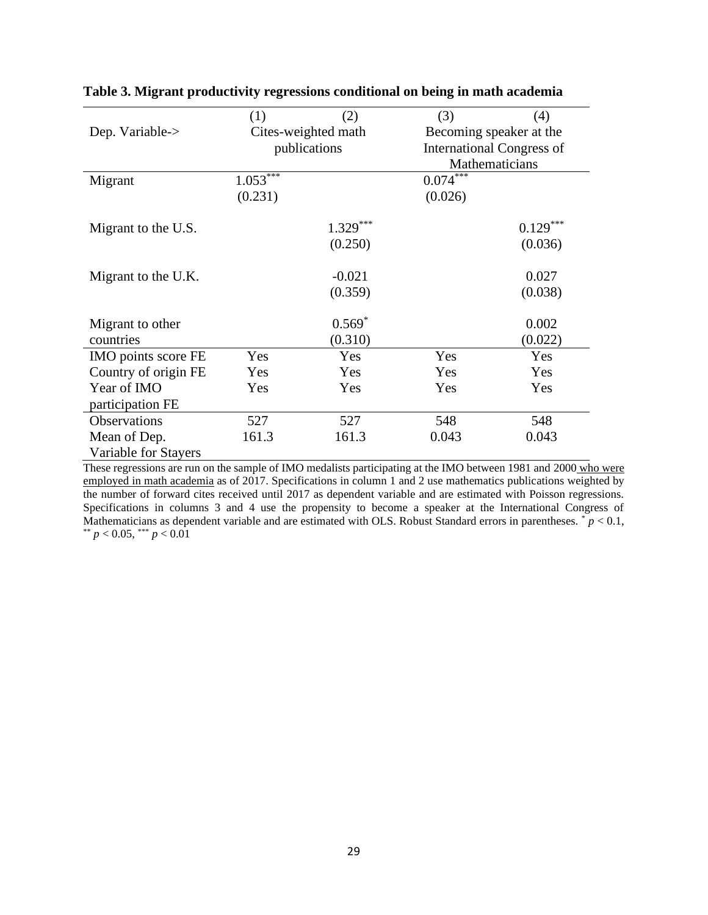**Table 3. Migrant productivity regressions conditional on being in math academia**

| | (1) | (2) | (3) | (4) |
|---|---|---|---|---|
| Dep. Variable-> | Cites-weighted math publications | | Becoming speaker at the International Congress of Mathematicians | |
| Migrant | 1.053*** | | 0.074*** | |
| | (0.231) | | (0.026) | |
| Migrant to the U.S. | | 1.329*** | | 0.129*** |
| | | (0.250) | | (0.036) |
| Migrant to the U.K. | | -0.021 | | 0.027 |
| | | (0.359) | | (0.038) |
| Migrant to other countries | | 0.569* | | 0.002 |
| | | (0.310) | | (0.022) |
| IMO points score FE | Yes | Yes | Yes | Yes |
| Country of origin FE | Yes | Yes | Yes | Yes |
| Year of IMO participation FE | Yes | Yes | Yes | Yes |
| Observations | 527 | 527 | 548 | 548 |
| Mean of Dep. Variable for Stayers | 161.3 | 161.3 | 0.043 | 0.043 |

These regressions are run on the sample of IMO medalists participating at the IMO between 1981 and 2000 who were employed in math academia as of 2017. Specifications in column 1 and 2 use mathematics publications weighted by the number of forward cites received until 2017 as dependent variable and are estimated with Poisson regressions. Specifications in columns 3 and 4 use the propensity to become a speaker at the International Congress of Mathematicians as dependent variable and are estimated with OLS. Robust Standard errors in parentheses. * $p < 0.1$, ** $p < 0.05$, *** $p < 0.01$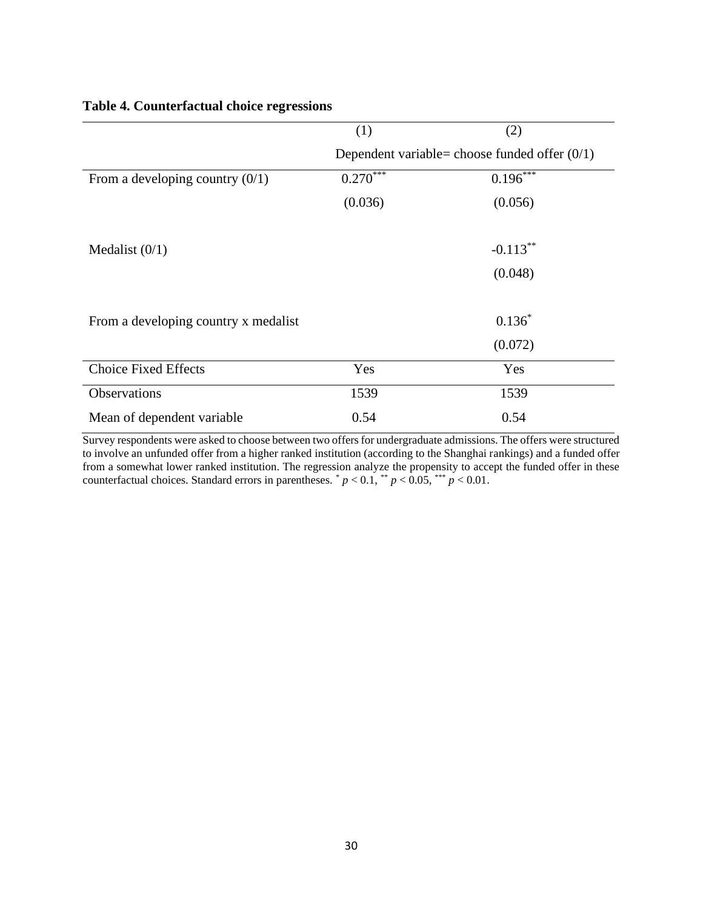**Table 4. Counterfactual choice regressions**

| | (1) | (2) |
|---|---|---|
| | Dependent variable= choose funded offer (0/1) | |
| From a developing country (0/1) | 0.270*** | 0.196*** |
| | (0.036) | (0.056) |
| Medalist (0/1) | | -0.113** |
| | | (0.048) |
| From a developing country x medalist | | 0.136* |
| | | (0.072) |
| Choice Fixed Effects | Yes | Yes |
| Observations | 1539 | 1539 |
| Mean of dependent variable | 0.54 | 0.54 |

Survey respondents were asked to choose between two offers for undergraduate admissions. The offers were structured to involve an unfunded offer from a higher ranked institution (according to the Shanghai rankings) and a funded offer from a somewhat lower ranked institution. The regression analyze the propensity to accept the funded offer in these counterfactual choices. Standard errors in parentheses. * $p < 0.1$, ** $p < 0.05$, *** $p < 0.01$.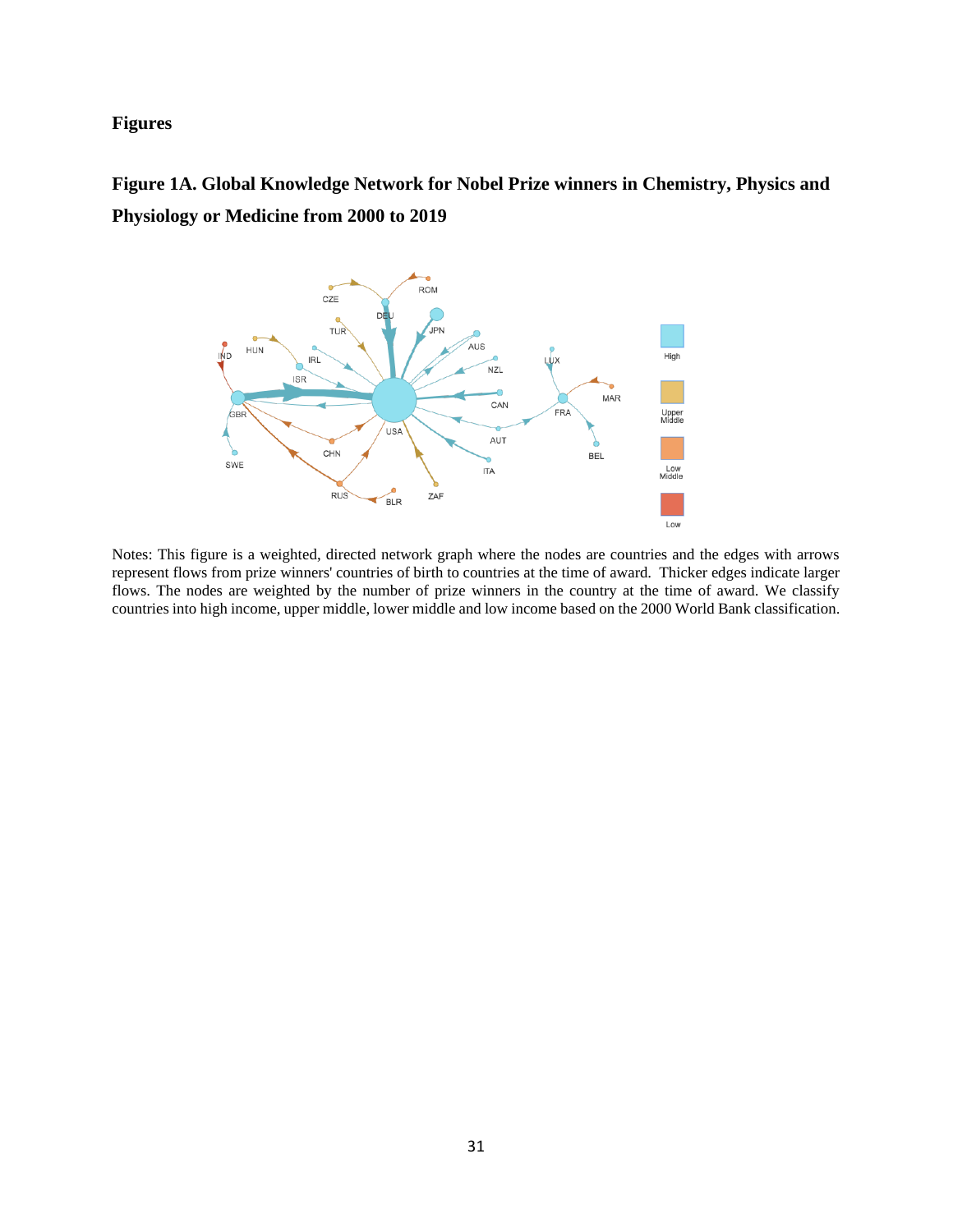# Figures

## Figure 1A. Global Knowledge Network for Nobel Prize winners in Chemistry, Physics and Physiology or Medicine from 2000 to 2019

Notes: This figure is a weighted, directed network graph where the nodes are countries and the edges with arrows represent flows from prize winners' countries of birth to countries at the time of award. Thicker edges indicate larger flows. The nodes are weighted by the number of prize winners in the country at the time of award. We classify countries into high income, upper middle, lower middle and low income based on the 2000 World Bank classification.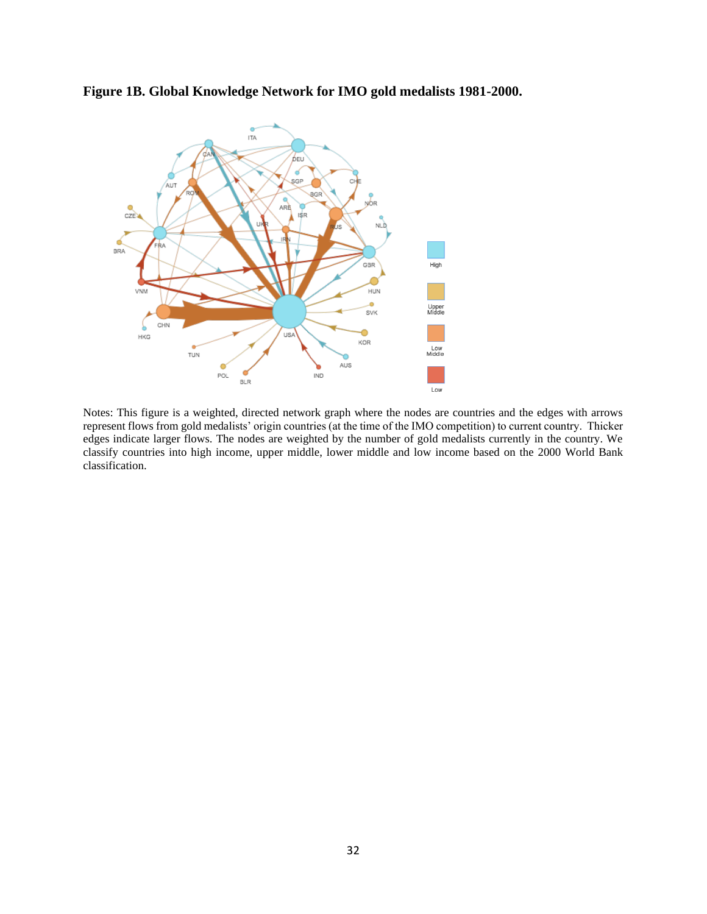**Figure 1B. Global Knowledge Network for IMO gold medalists 1981-2000.**

Notes: This figure is a weighted, directed network graph where the nodes are countries and the edges with arrows represent flows from gold medalists' origin countries (at the time of the IMO competition) to current country. Thicker edges indicate larger flows. The nodes are weighted by the number of gold medalists currently in the country. We classify countries into high income, upper middle, lower middle and low income based on the 2000 World Bank classification.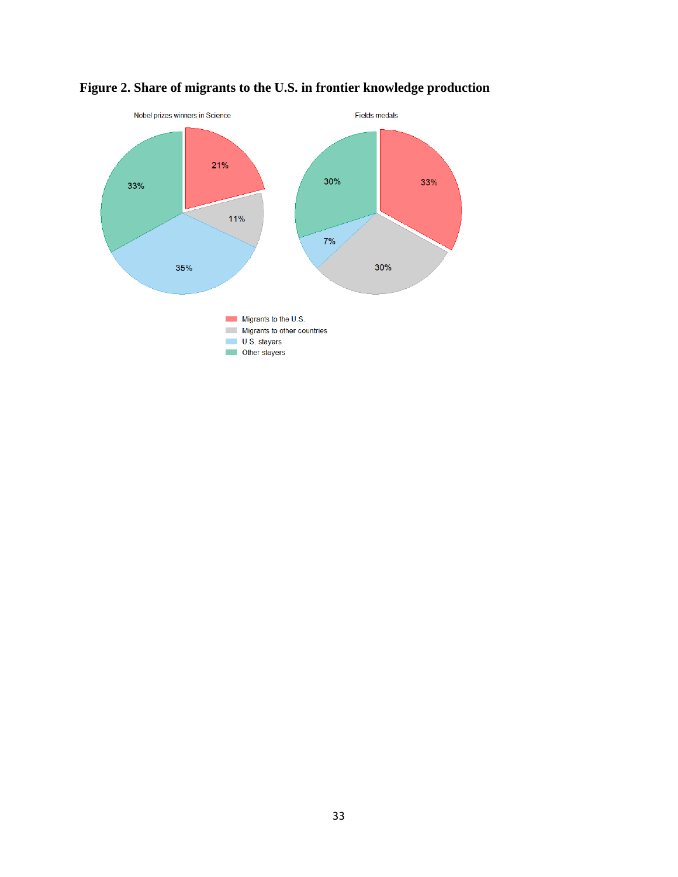**Figure 2. Share of migrants to the U.S. in frontier knowledge production**

Nobel prizes winners in Science

Fields medals

Migrants to the U.S.

Migrants to other countries

U.S. stayers

Other stayers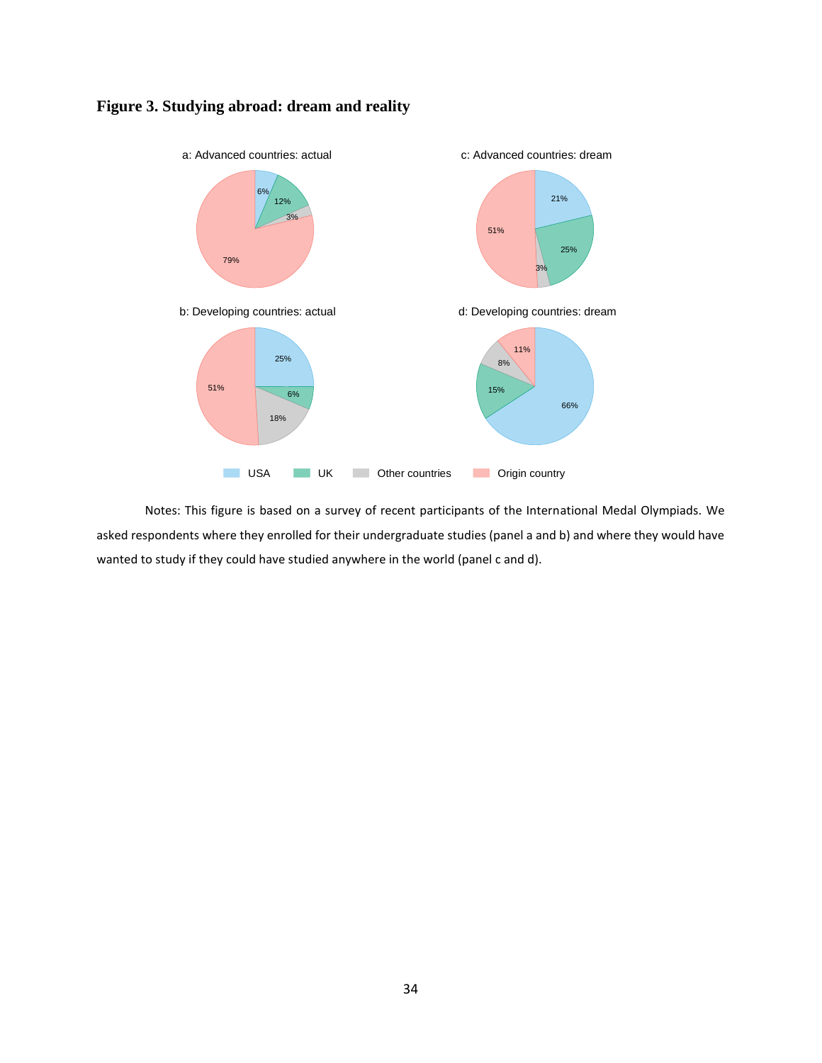**Figure 3. Studying abroad: dream and reality**

Notes: This figure is based on a survey of recent participants of the International Medal Olympiads. We asked respondents where they enrolled for their undergraduate studies (panel a and b) and where they would have wanted to study if they could have studied anywhere in the world (panel c and d).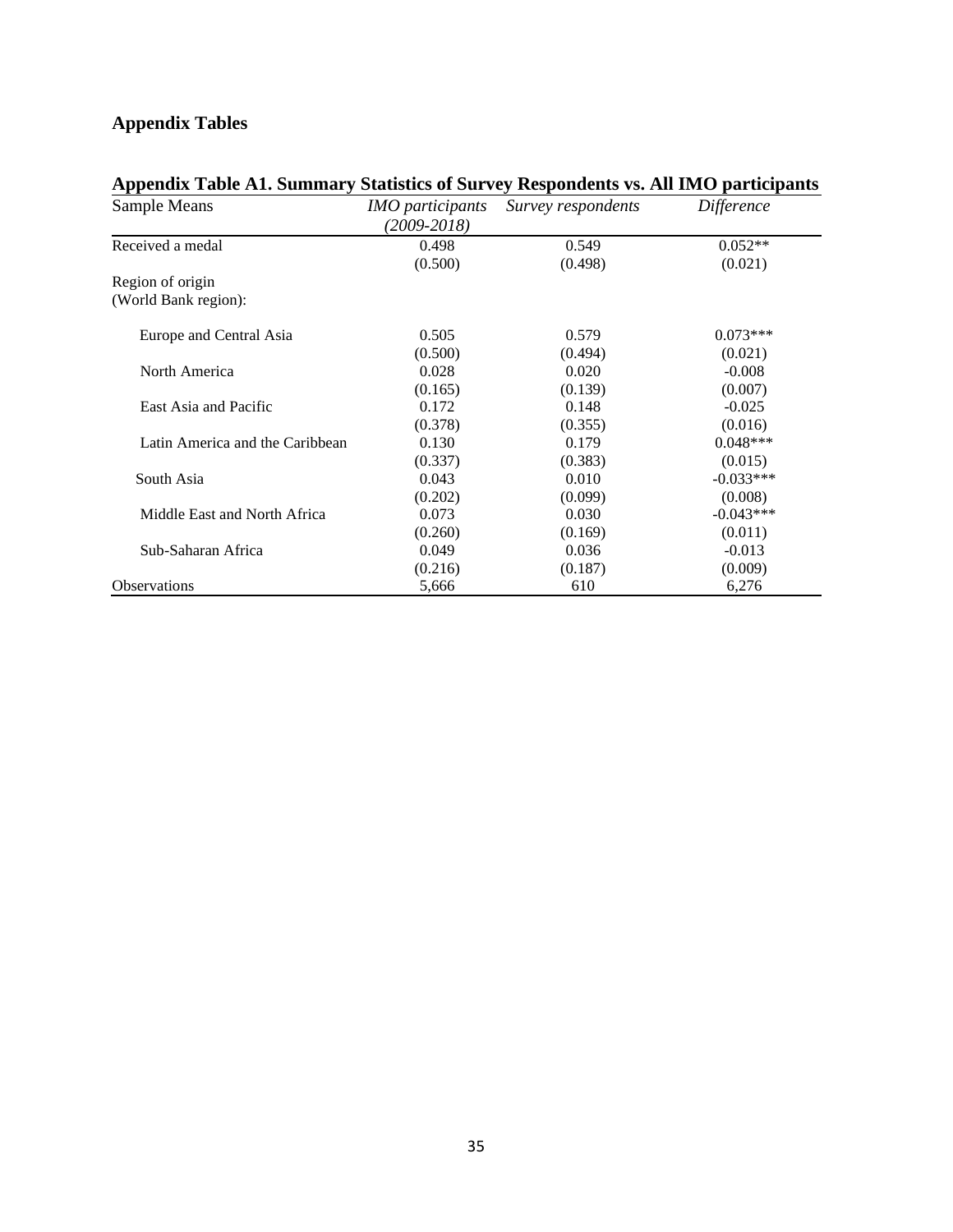## Appendix Tables

**Appendix Table A1. Summary Statistics of Survey Respondents vs. All IMO participants**

| Sample Means | *IMO participants (2009-2018)* | *Survey respondents* | *Difference* |
|---|---|---|---|
| Received a medal | 0.498 | 0.549 | 0.052** |
| | (0.500) | (0.498) | (0.021) |
| Region of origin (World Bank region): | | | |
| Europe and Central Asia | 0.505 | 0.579 | 0.073*** |
| | (0.500) | (0.494) | (0.021) |
| North America | 0.028 | 0.020 | -0.008 |
| | (0.165) | (0.139) | (0.007) |
| East Asia and Pacific | 0.172 | 0.148 | -0.025 |
| | (0.378) | (0.355) | (0.016) |
| Latin America and the Caribbean | 0.130 | 0.179 | 0.048*** |
| | (0.337) | (0.383) | (0.015) |
| South Asia | 0.043 | 0.010 | -0.033*** |
| | (0.202) | (0.099) | (0.008) |
| Middle East and North Africa | 0.073 | 0.030 | -0.043*** |
| | (0.260) | (0.169) | (0.011) |
| Sub-Saharan Africa | 0.049 | 0.036 | -0.013 |
| | (0.216) | (0.187) | (0.009) |
| Observations | 5,666 | 610 | 6,276 |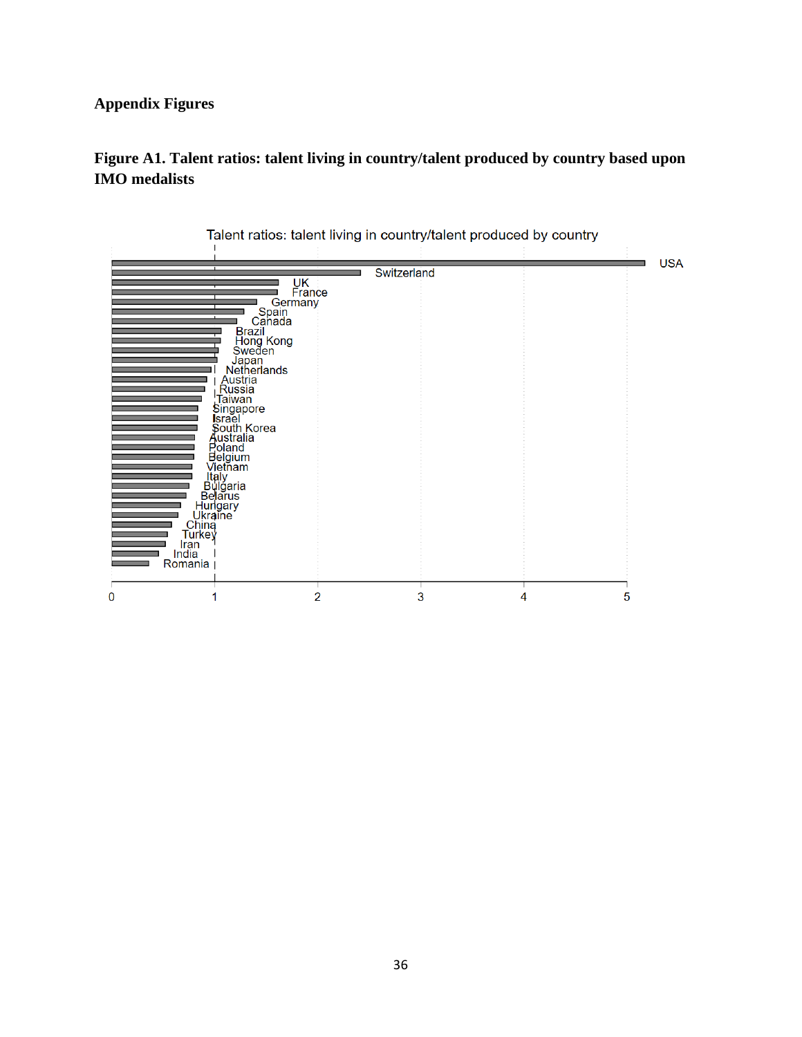## Appendix Figures

**Figure A1. Talent ratios: talent living in country/talent produced by country based upon IMO medalists**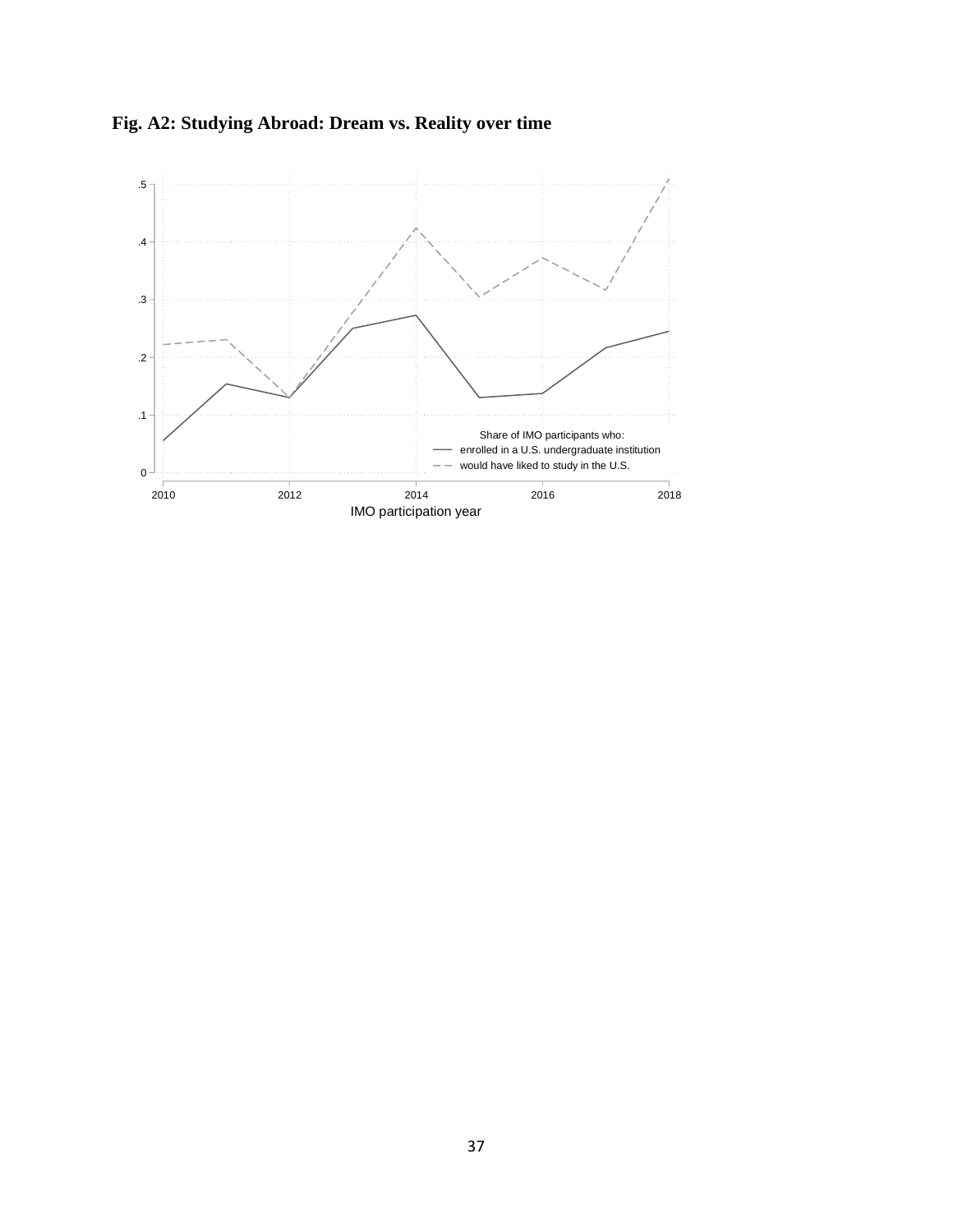**Fig. A2: Studying Abroad: Dream vs. Reality over time**

Share of IMO participants who:
- enrolled in a U.S. undergraduate institution
- would have liked to study in the U.S.

IMO participation year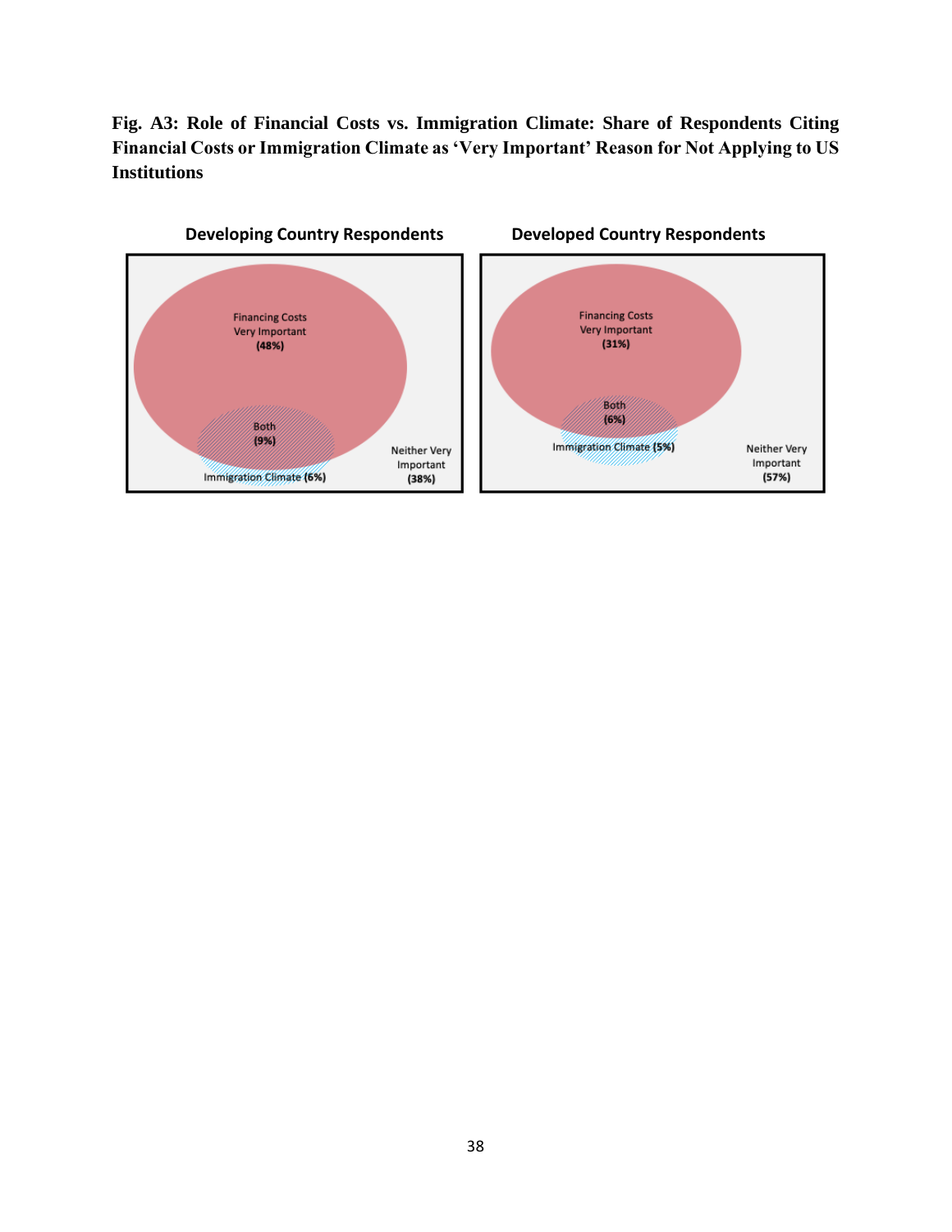**Fig. A3: Role of Financial Costs vs. Immigration Climate: Share of Respondents Citing Financial Costs or Immigration Climate as 'Very Important' Reason for Not Applying to US Institutions**

**Developing Country Respondents**

Financing Costs Very Important (48%)

Both (9%)

Immigration Climate (6%)

Neither Very Important (38%)

**Developed Country Respondents**

Financing Costs Very Important (31%)

Both (6%)

Immigration Climate (5%)

Neither Very Important (57%)